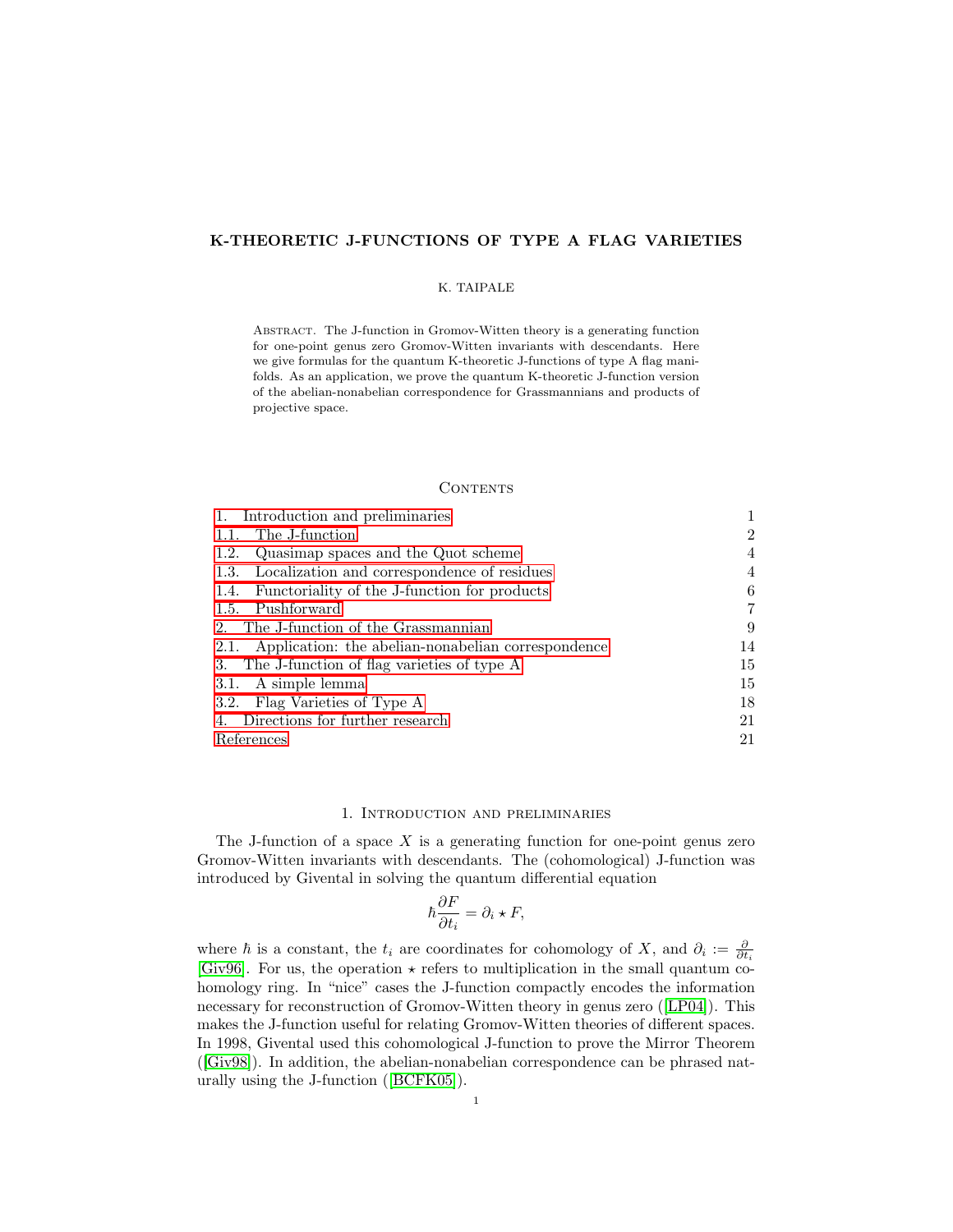# K-THEORETIC J-FUNCTIONS OF TYPE A FLAG VARIETIES

K. TAIPALE

Abstract. The J-function in Gromov-Witten theory is a generating function for one-point genus zero Gromov-Witten invariants with descendants. Here we give formulas for the quantum K-theoretic J-functions of type A flag manifolds. As an application, we prove the quantum K-theoretic J-function version of the abelian-nonabelian correspondence for Grassmannians and products of projective space.

## Contents

| | |
|---|---|
| 1. Introduction and preliminaries | 1 |
| 1.1. The J-function | 2 |
| 1.2. Quasimap spaces and the Quot scheme | 4 |
| 1.3. Localization and correspondence of residues | 4 |
| 1.4. Functoriality of the J-function for products | 6 |
| 1.5. Pushforward | 7 |
| 2. The J-function of the Grassmannian | 9 |
| 2.1. Application: the abelian-nonabelian correspondence | 14 |
| 3. The J-function of flag varieties of type A | 15 |
| 3.1. A simple lemma | 15 |
| 3.2. Flag Varieties of Type A | 18 |
| 4. Directions for further research | 21 |
| References | 21 |

## 1. Introduction and preliminaries

The J-function of a space $X$ is a generating function for one-point genus zero Gromov-Witten invariants with descendants. The (cohomological) J-function was introduced by Givental in solving the quantum differential equation

$$\hbar \frac{\partial F}{\partial t_i} = \partial_i \star F,$$

where $\hbar$ is a constant, the $t_i$ are coordinates for cohomology of $X$, and $\partial_i := \frac{\partial}{\partial t_i}$ [Giv96]. For us, the operation $\star$ refers to multiplication in the small quantum cohomology ring. In "nice" cases the J-function compactly encodes the information necessary for reconstruction of Gromov-Witten theory in genus zero ([LP04]). This makes the J-function useful for relating Gromov-Witten theories of different spaces. In 1998, Givental used this cohomological J-function to prove the Mirror Theorem ([Giv98]). In addition, the abelian-nonabelian correspondence can be phrased naturally using the J-function ([BCFK05]).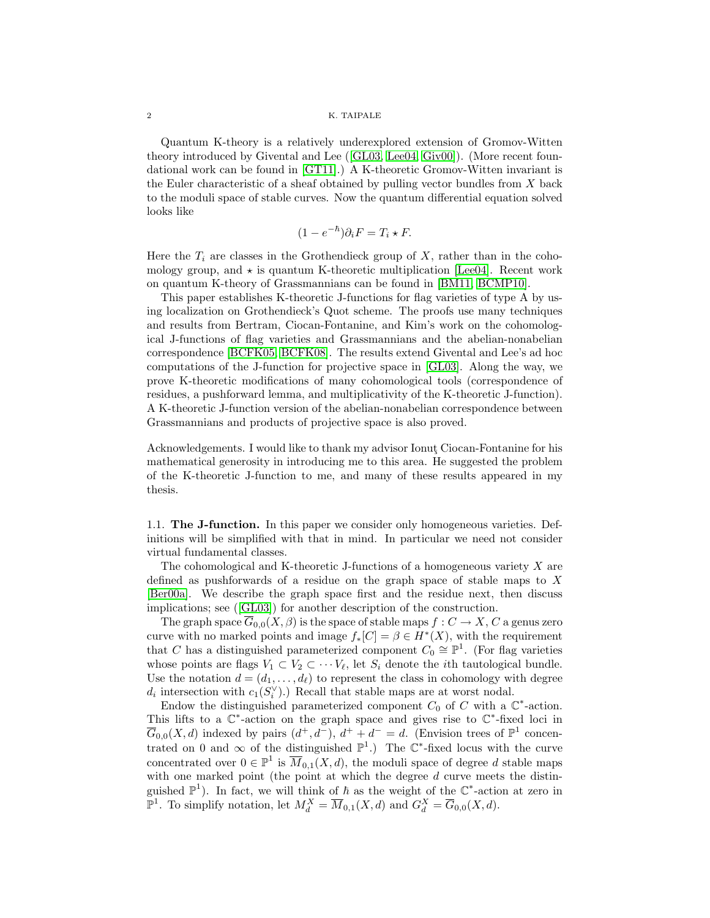Quantum K-theory is a relatively underexplored extension of Gromov-Witten theory introduced by Givental and Lee ([GL03, Lee04, Giv00]). (More recent foundational work can be found in [GT11].) A K-theoretic Gromov-Witten invariant is the Euler characteristic of a sheaf obtained by pulling vector bundles from $X$ back to the moduli space of stable curves. Now the quantum differential equation solved looks like

$$(1 - e^{-\hbar})\partial_i F = T_i \star F.$$

Here the $T_i$ are classes in the Grothendieck group of $X$, rather than in the cohomology group, and $\star$ is quantum K-theoretic multiplication [Lee04]. Recent work on quantum K-theory of Grassmannians can be found in [BM11, BCMP10].

This paper establishes K-theoretic J-functions for flag varieties of type A by using localization on Grothendieck's Quot scheme. The proofs use many techniques and results from Bertram, Ciocan-Fontanine, and Kim's work on the cohomological J-functions of flag varieties and Grassmannians and the abelian-nonabelian correspondence [BCFK05, BCFK08]. The results extend Givental and Lee's ad hoc computations of the J-function for projective space in [GL03]. Along the way, we prove K-theoretic modifications of many cohomological tools (correspondence of residues, a pushforward lemma, and multiplicativity of the K-theoretic J-function). A K-theoretic J-function version of the abelian-nonabelian correspondence between Grassmannians and products of projective space is also proved.

Acknowledgements. I would like to thank my advisor Ionuţ Ciocan-Fontanine for his mathematical generosity in introducing me to this area. He suggested the problem of the K-theoretic J-function to me, and many of these results appeared in my thesis.

### 1.1. **The J-function.**

In this paper we consider only homogeneous varieties. Definitions will be simplified with that in mind. In particular we need not consider virtual fundamental classes.

The cohomological and K-theoretic J-functions of a homogeneous variety $X$ are defined as pushforwards of a residue on the graph space of stable maps to $X$ [Ber00a]. We describe the graph space first and the residue next, then discuss implications; see ([GL03]) for another description of the construction.

The graph space $\overline{G}_{0,0}(X, \beta)$ is the space of stable maps $f : C \to X$, $C$ a genus zero curve with no marked points and image $f_*[C] = \beta \in H^*(X)$, with the requirement that $C$ has a distinguished parameterized component $C_0 \cong \mathbb{P}^1$. (For flag varieties whose points are flags $V_1 \subset V_2 \subset \cdots V_\ell$, let $S_i$ denote the $i$th tautological bundle. Use the notation $d = (d_1, \ldots, d_\ell)$ to represent the class in cohomology with degree $d_i$ intersection with $c_1(S_i^\vee)$.) Recall that stable maps are at worst nodal.

Endow the distinguished parameterized component $C_0$ of $C$ with a $\mathbb{C}^*$-action. This lifts to a $\mathbb{C}^*$-action on the graph space and gives rise to $\mathbb{C}^*$-fixed loci in $\overline{G}_{0,0}(X, d)$ indexed by pairs $(d^+, d^-)$, $d^+ + d^- = d$. (Envision trees of $\mathbb{P}^1$ concentrated on 0 and $\infty$ of the distinguished $\mathbb{P}^1$.) The $\mathbb{C}^*$-fixed locus with the curve concentrated over $0 \in \mathbb{P}^1$ is $\overline{M}_{0,1}(X, d)$, the moduli space of degree $d$ stable maps with one marked point (the point at which the degree $d$ curve meets the distinguished $\mathbb{P}^1$). In fact, we will think of $\hbar$ as the weight of the $\mathbb{C}^*$-action at zero in $\mathbb{P}^1$. To simplify notation, let $M_d^X = \overline{M}_{0,1}(X, d)$ and $G_d^X = \overline{G}_{0,0}(X, d)$.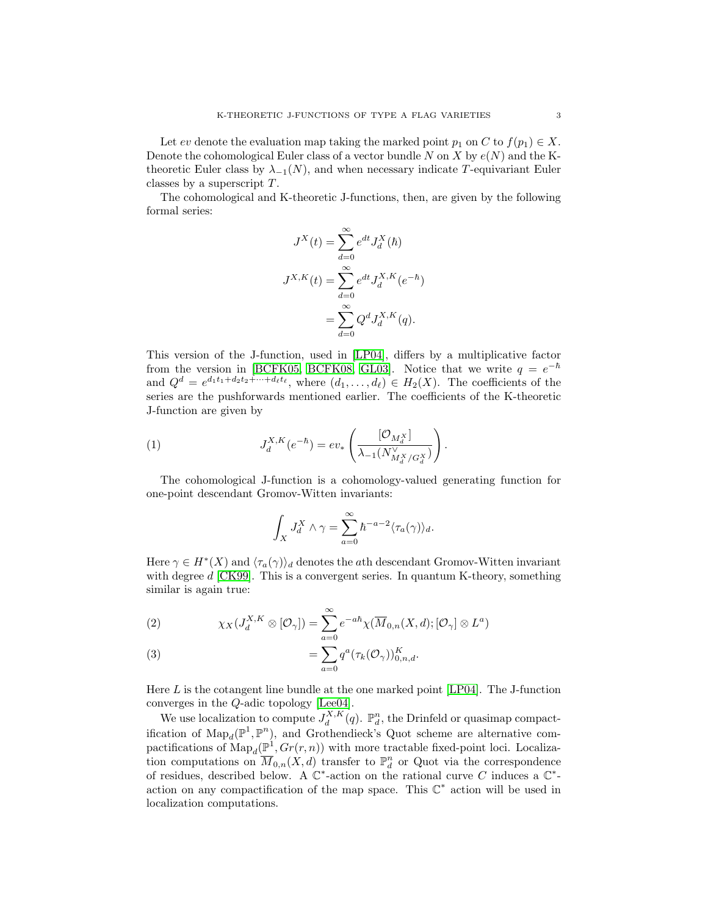Let $ev$ denote the evaluation map taking the marked point $p_1$ on $C$ to $f(p_1) \in X$. Denote the cohomological Euler class of a vector bundle $N$ on $X$ by $e(N)$ and the K-theoretic Euler class by $\lambda_{-1}(N)$, and when necessary indicate $T$-equivariant Euler classes by a superscript $T$.

The cohomological and K-theoretic J-functions, then, are given by the following formal series:

$$
\begin{aligned}
J^X(t) &= \sum_{d=0}^{\infty} e^{dt} J_d^X(\hbar) \\
J^{X,K}(t) &= \sum_{d=0}^{\infty} e^{dt} J_d^{X,K}(e^{-\hbar}) \\
&= \sum_{d=0}^{\infty} Q^d J_d^{X,K}(q).
\end{aligned}
$$

This version of the J-function, used in [LP04], differs by a multiplicative factor from the version in [BCFK05, BCFK08, GL03]. Notice that we write $q = e^{-\hbar}$ and $Q^d = e^{d_1 t_1 + d_2 t_2 + \cdots + d_\ell t_\ell}$, where $(d_1, \ldots, d_\ell) \in H_2(X)$. The coefficients of the series are the pushforwards mentioned earlier. The coefficients of the K-theoretic J-function are given by

$$
J_d^{X,K}(e^{-\hbar}) = ev_* \left( \frac{[\mathcal{O}_{M_d^X}]}{\lambda_{-1}(N^\vee_{M_d^X/G_d^X})} \right). \tag{1}
$$

The cohomological J-function is a cohomology-valued generating function for one-point descendant Gromov-Witten invariants:

$$
\int_X J_d^X \wedge \gamma = \sum_{a=0}^{\infty} \hbar^{-a-2} \langle \tau_a(\gamma) \rangle_d.
$$

Here $\gamma \in H^*(X)$ and $\langle \tau_a(\gamma) \rangle_d$ denotes the $a$th descendant Gromov-Witten invariant with degree $d$ [CK99]. This is a convergent series. In quantum K-theory, something similar is again true:

$$
\begin{aligned}
\chi_X(J_d^{X,K} \otimes [\mathcal{O}_\gamma]) &= \sum_{a=0}^{\infty} e^{-a\hbar} \chi(\overline{M}_{0,n}(X,d); [\mathcal{O}_\gamma] \otimes L^a) \qquad (2) \\
&= \sum_{a=0} q^a (\tau_k(\mathcal{O}_\gamma))^K_{0,n,d}. \qquad (3)
\end{aligned}
$$

Here $L$ is the cotangent line bundle at the one marked point [LP04]. The J-function converges in the $Q$-adic topology [Lee04].

We use localization to compute $J_d^{X,K}(q)$. $\mathbb{P}_d^n$, the Drinfeld or quasimap compactification of $\mathrm{Map}_d(\mathbb{P}^1, \mathbb{P}^n)$, and Grothendieck's Quot scheme are alternative compactifications of $\mathrm{Map}_d(\mathbb{P}^1, Gr(r,n))$ with more tractable fixed-point loci. Localization computations on $\overline{M}_{0,n}(X,d)$ transfer to $\mathbb{P}_d^n$ or Quot via the correspondence of residues, described below. A $\mathbb{C}^*$-action on the rational curve $C$ induces a $\mathbb{C}^*$-action on any compactification of the map space. This $\mathbb{C}^*$ action will be used in localization computations.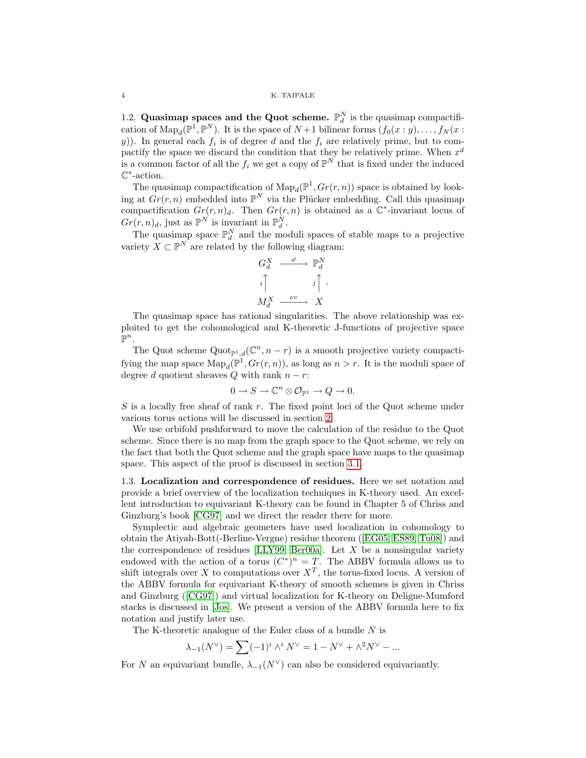**1.2. Quasimap spaces and the Quot scheme.** $\mathbb{P}^N_d$ is the quasimap compactification of $\mathrm{Map}_d(\mathbb{P}^1, \mathbb{P}^N)$. It is the space of $N+1$ bilinear forms $(f_0(x:y), \ldots, f_N(x:y))$. In general each $f_i$ is of degree $d$ and the $f_i$ are relatively prime, but to compactify the space we discard the condition that they be relatively prime. When $x^d$ is a common factor of all the $f_i$ we get a copy of $\mathbb{P}^N$ that is fixed under the induced $\mathbb{C}^*$-action.

The quasimap compactification of $\mathrm{Map}_d(\mathbb{P}^1, Gr(r,n))$ space is obtained by looking at $Gr(r,n)$ embedded into $\mathbb{P}^N$ via the Plücker embedding. Call this quasimap compactification $Gr(r,n)_d$. Then $Gr(r,n)$ is obtained as a $\mathbb{C}^*$-invariant locus of $Gr(r,n)_d$, just as $\mathbb{P}^N$ is invariant in $\mathbb{P}^N_d$.

The quasimap space $\mathbb{P}^N_d$ and the moduli spaces of stable maps to a projective variety $X \subset \mathbb{P}^N$ are related by the following diagram:

$$\begin{array}{ccc} G^X_d & \xrightarrow{\varphi} & \mathbb{P}^N_d \\ {\scriptstyle i}\uparrow & & {\scriptstyle j}\uparrow \\ M^X_d & \xrightarrow{ev} & X \end{array}.$$

The quasimap space has rational singularities. The above relationship was exploited to get the cohomological and K-theoretic J-functions of projective space $\mathbb{P}^n$.

The Quot scheme $\mathrm{Quot}_{\mathbb{P}^1,d}(\mathbb{C}^n, n-r)$ is a smooth projective variety compactifying the map space $\mathrm{Map}_d(\mathbb{P}^1, Gr(r,n))$, as long as $n > r$. It is the moduli space of degree $d$ quotient sheaves $Q$ with rank $n-r$:

$$0 \to S \to \mathbb{C}^n \otimes \mathcal{O}_{\mathbb{P}^1} \to Q \to 0.$$

$S$ is a locally free sheaf of rank $r$. The fixed point loci of the Quot scheme under various torus actions will be discussed in section 2.

We use orbifold pushforward to move the calculation of the residue to the Quot scheme. Since there is no map from the graph space to the Quot scheme, we rely on the fact that both the Quot scheme and the graph space have maps to the quasimap space. This aspect of the proof is discussed in section 3.1.

**1.3. Localization and correspondence of residues.** Here we set notation and provide a brief overview of the localization techniques in K-theory used. An excellent introduction to equivariant K-theory can be found in Chapter 5 of Chriss and Ginzburg's book [CG97] and we direct the reader there for more.

Symplectic and algebraic geometers have used localization in cohomology to obtain the Atiyah-Bott(-Berline-Vergne) residue theorem ([EG05, ES89, Tu08]) and the correspondence of residues [LLY99, Ber00a]. Let $X$ be a nonsingular variety endowed with the action of a torus $(C^*)^n = T$. The ABBV formula allows us to shift integrals over $X$ to computations over $X^T$, the torus-fixed locus. A version of the ABBV formula for equivariant K-theory of smooth schemes is given in Chriss and Ginzburg ([CG97]) and virtual localization for K-theory on Deligne-Mumford stacks is discussed in [Jos]. We present a version of the ABBV formula here to fix notation and justify later use.

The K-theoretic analogue of the Euler class of a bundle $N$ is

$$\lambda_{-1}(N^\vee) = \sum (-1)^i \wedge^i N^\vee = 1 - N^\vee + \wedge^2 N^\vee - \ldots$$

For $N$ an equivariant bundle, $\lambda_{-1}(N^\vee)$ can also be considered equivariantly.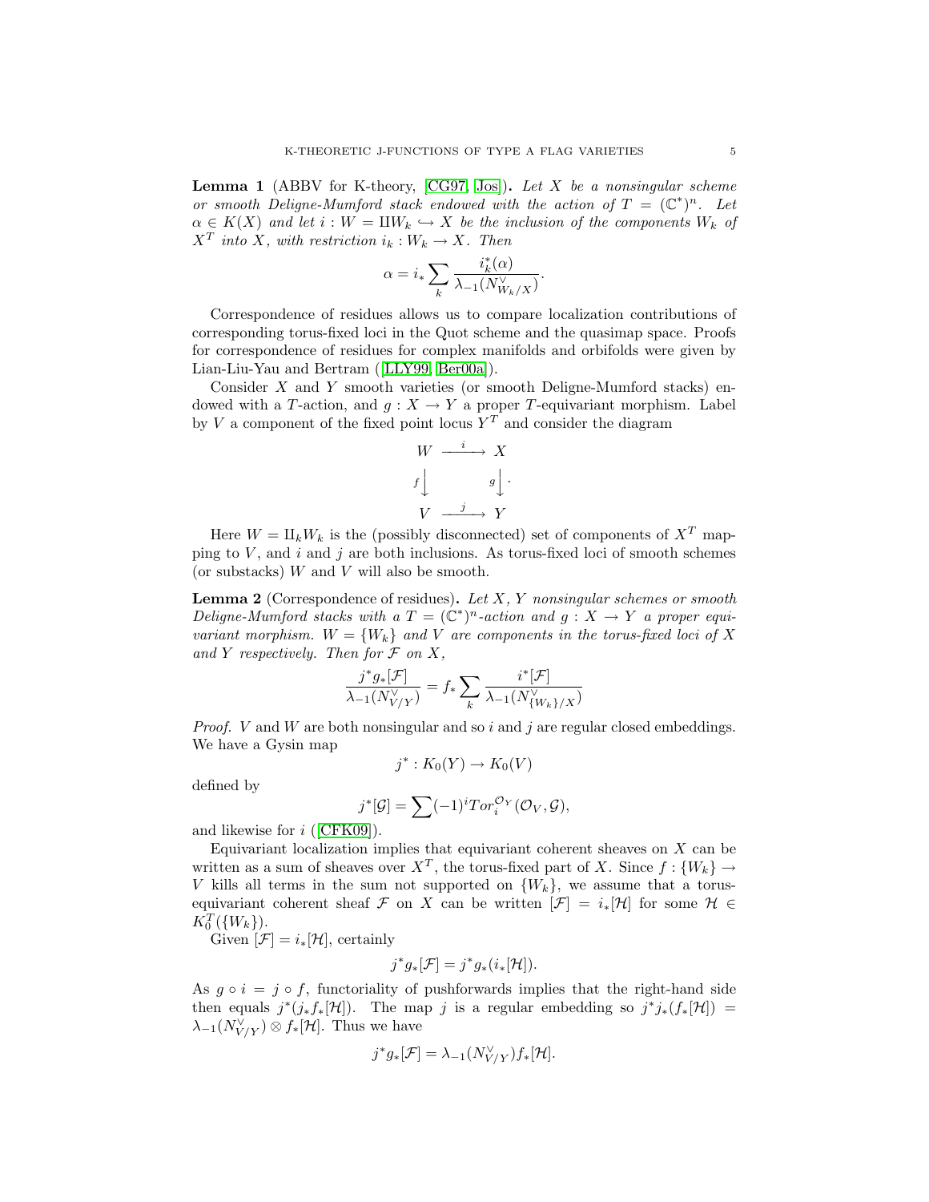**Lemma 1** (ABBV for K-theory, [CG97, Jos])**.** *Let $X$ be a nonsingular scheme or smooth Deligne-Mumford stack endowed with the action of $T = (\mathbb{C}^*)^n$. Let $\alpha \in K(X)$ and let $i : W = \amalg W_k \hookrightarrow X$ be the inclusion of the components $W_k$ of $X^T$ into $X$, with restriction $i_k : W_k \to X$. Then*

$$\alpha = i_* \sum_k \frac{i_k^*(\alpha)}{\lambda_{-1}(N^\vee_{W_k/X})}.$$

Correspondence of residues allows us to compare localization contributions of corresponding torus-fixed loci in the Quot scheme and the quasimap space. Proofs for correspondence of residues for complex manifolds and orbifolds were given by Lian-Liu-Yau and Bertram ([LLY99, Ber00a]).

Consider $X$ and $Y$ smooth varieties (or smooth Deligne-Mumford stacks) endowed with a $T$-action, and $g : X \to Y$ a proper $T$-equivariant morphism. Label by $V$ a component of the fixed point locus $Y^T$ and consider the diagram

$$\begin{array}{ccc} W & \xrightarrow{\ i\ } & X \\ {\scriptstyle f}\big\downarrow & & \big\downarrow{\scriptstyle g} \\ V & \xrightarrow{\ j\ } & Y \end{array}.$$

Here $W = \amalg_k W_k$ is the (possibly disconnected) set of components of $X^T$ mapping to $V$, and $i$ and $j$ are both inclusions. As torus-fixed loci of smooth schemes (or substacks) $W$ and $V$ will also be smooth.

**Lemma 2** (Correspondence of residues)**.** *Let $X$, $Y$ nonsingular schemes or smooth Deligne-Mumford stacks with a $T = (\mathbb{C}^*)^n$-action and $g : X \to Y$ a proper equivariant morphism. $W = \{W_k\}$ and $V$ are components in the torus-fixed loci of $X$ and $Y$ respectively. Then for $\mathcal{F}$ on $X$,*

$$\frac{j^* g_*[\mathcal{F}]}{\lambda_{-1}(N^\vee_{V/Y})} = f_* \sum_k \frac{i^*[\mathcal{F}]}{\lambda_{-1}(N^\vee_{\{W_k\}/X})}$$

*Proof.* $V$ and $W$ are both nonsingular and so $i$ and $j$ are regular closed embeddings. We have a Gysin map

$$j^* : K_0(Y) \to K_0(V)$$

defined by

$$j^*[\mathcal{G}] = \sum (-1)^i Tor_i^{\mathcal{O}_Y}(\mathcal{O}_V, \mathcal{G}),$$

and likewise for $i$ ([CFK09]).

Equivariant localization implies that equivariant coherent sheaves on $X$ can be written as a sum of sheaves over $X^T$, the torus-fixed part of $X$. Since $f : \{W_k\} \to V$ kills all terms in the sum not supported on $\{W_k\}$, we assume that a torus-equivariant coherent sheaf $\mathcal{F}$ on $X$ can be written $[\mathcal{F}] = i_*[\mathcal{H}]$ for some $\mathcal{H} \in K_0^T(\{W_k\})$.

Given $[\mathcal{F}] = i_*[\mathcal{H}]$, certainly

$$j^* g_*[\mathcal{F}] = j^* g_*(i_*[\mathcal{H}]).$$

As $g \circ i = j \circ f$, functoriality of pushforwards implies that the right-hand side then equals $j^*(j_* f_*[\mathcal{H}])$. The map $j$ is a regular embedding so $j^* j_*(f_*[\mathcal{H}]) = \lambda_{-1}(N^\vee_{V/Y}) \otimes f_*[\mathcal{H}]$. Thus we have

$$j^* g_*[\mathcal{F}] = \lambda_{-1}(N^\vee_{V/Y}) f_*[\mathcal{H}].$$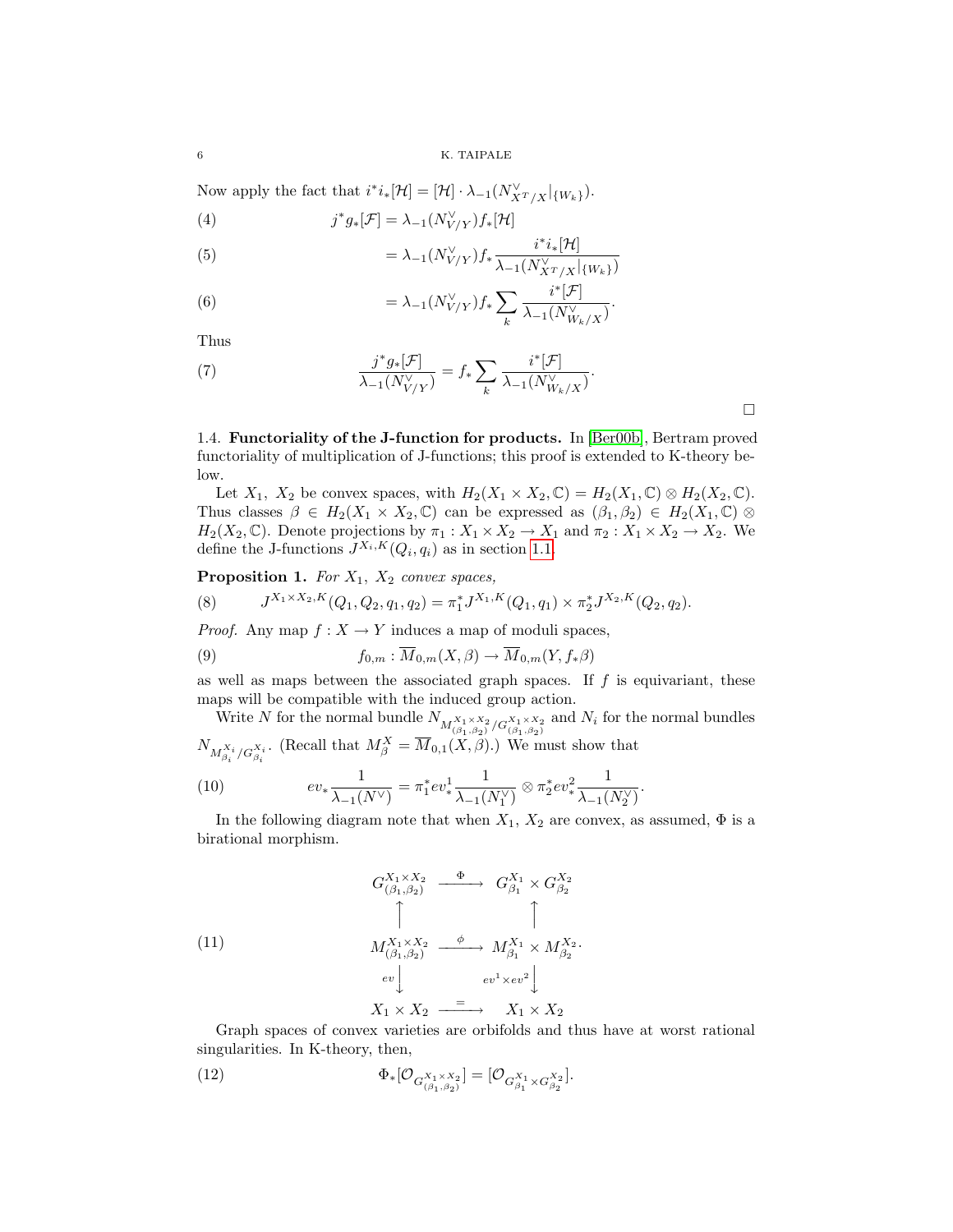Now apply the fact that $i^* i_* [\mathcal{H}] = [\mathcal{H}] \cdot \lambda_{-1}(N^\vee_{X^T/X}|_{\{W_k\}})$.

$$
\begin{aligned}
(4)\qquad j^* g_* [\mathcal{F}] &= \lambda_{-1}(N^\vee_{V/Y}) f_* [\mathcal{H}] \\
(5)\qquad &= \lambda_{-1}(N^\vee_{V/Y}) f_* \frac{i^* i_* [\mathcal{H}]}{\lambda_{-1}(N^\vee_{X^T/X}|_{\{W_k\}})} \\
(6)\qquad &= \lambda_{-1}(N^\vee_{V/Y}) f_* \sum_k \frac{i^* [\mathcal{F}]}{\lambda_{-1}(N^\vee_{W_k/X})}.
\end{aligned}
$$

Thus

$$
(7)\qquad \frac{j^* g_* [\mathcal{F}]}{\lambda_{-1}(N^\vee_{V/Y})} = f_* \sum_k \frac{i^* [\mathcal{F}]}{\lambda_{-1}(N^\vee_{W_k/X})}.
$$

□

### 1.4. Functoriality of the J-function for products.

In [Ber00b], Bertram proved functoriality of multiplication of J-functions; this proof is extended to K-theory below.

Let $X_1$, $X_2$ be convex spaces, with $H_2(X_1 \times X_2, \mathbb{C}) = H_2(X_1, \mathbb{C}) \otimes H_2(X_2, \mathbb{C})$. Thus classes $\beta \in H_2(X_1 \times X_2, \mathbb{C})$ can be expressed as $(\beta_1, \beta_2) \in H_2(X_1, \mathbb{C}) \otimes H_2(X_2, \mathbb{C})$. Denote projections by $\pi_1 : X_1 \times X_2 \to X_1$ and $\pi_2 : X_1 \times X_2 \to X_2$. We define the J-functions $J^{X_i,K}(Q_i, q_i)$ as in section 1.1.

**Proposition 1.** *For $X_1$, $X_2$ convex spaces,*

$$
(8)\qquad J^{X_1 \times X_2, K}(Q_1, Q_2, q_1, q_2) = \pi_1^* J^{X_1,K}(Q_1, q_1) \times \pi_2^* J^{X_2,K}(Q_2, q_2).
$$

*Proof.* Any map $f : X \to Y$ induces a map of moduli spaces,

$$
(9)\qquad f_{0,m} : \overline{M}_{0,m}(X, \beta) \to \overline{M}_{0,m}(Y, f_* \beta)
$$

as well as maps between the associated graph spaces. If $f$ is equivariant, these maps will be compatible with the induced group action.

Write $N$ for the normal bundle $N_{M^{X_1 \times X_2}_{(\beta_1,\beta_2)}/G^{X_1 \times X_2}_{(\beta_1,\beta_2)}}$ and $N_i$ for the normal bundles $N_{M^{X_i}_{\beta_i}/G^{X_i}_{\beta_i}}$. (Recall that $M^X_\beta = \overline{M}_{0,1}(X, \beta)$.) We must show that

$$
(10)\qquad ev_* \frac{1}{\lambda_{-1}(N^\vee)} = \pi_1^* ev^1_* \frac{1}{\lambda_{-1}(N_1^\vee)} \otimes \pi_2^* ev^2_* \frac{1}{\lambda_{-1}(N_2^\vee)}.
$$

In the following diagram note that when $X_1$, $X_2$ are convex, as assumed, $\Phi$ is a birational morphism.

$$
(11)\qquad
\begin{array}{ccc}
G^{X_1 \times X_2}_{(\beta_1,\beta_2)} & \xrightarrow{\ \Phi\ } & G^{X_1}_{\beta_1} \times G^{X_2}_{\beta_2} \\
\uparrow & & \uparrow \\
M^{X_1 \times X_2}_{(\beta_1,\beta_2)} & \xrightarrow{\ \phi\ } & M^{X_1}_{\beta_1} \times M^{X_2}_{\beta_2}. \\
{\scriptstyle ev}\downarrow & & \downarrow{\scriptstyle ev^1 \times ev^2} \\
X_1 \times X_2 & \xrightarrow{\ =\ } & X_1 \times X_2
\end{array}
$$

Graph spaces of convex varieties are orbifolds and thus have at worst rational singularities. In K-theory, then,

$$
(12)\qquad \Phi_* [\mathcal{O}_{G^{X_1 \times X_2}_{(\beta_1,\beta_2)}}] = [\mathcal{O}_{G^{X_1}_{\beta_1} \times G^{X_2}_{\beta_2}}].
$$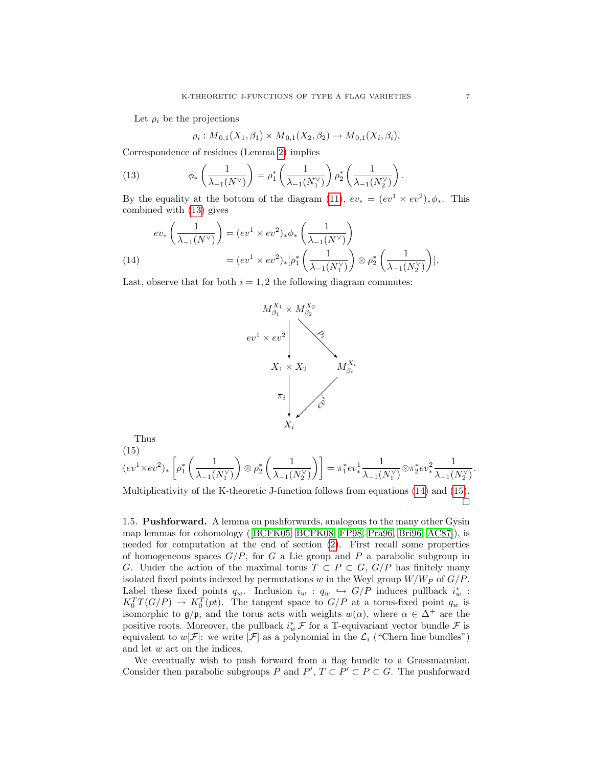Let $\rho_i$ be the projections

$$\rho_i : \overline{M}_{0,1}(X_1, \beta_1) \times \overline{M}_{0,1}(X_2, \beta_2) \to \overline{M}_{0,1}(X_i, \beta_i),$$

Correspondence of residues (Lemma 2) implies

$$\phi_* \left( \frac{1}{\lambda_{-1}(N^\vee)} \right) = \rho_1^* \left( \frac{1}{\lambda_{-1}(N_1^\vee)} \right) \rho_2^* \left( \frac{1}{\lambda_{-1}(N_2^\vee)} \right). \tag{13}$$

By the equality at the bottom of the diagram (11), $ev_* = (ev^1 \times ev^2)_* \phi_*$. This combined with (13) gives

$$\begin{aligned} ev_* \left( \frac{1}{\lambda_{-1}(N^\vee)} \right) &= (ev^1 \times ev^2)_* \phi_* \left( \frac{1}{\lambda_{-1}(N^\vee)} \right) \\ &= (ev^1 \times ev^2)_* [\rho_1^* \left( \frac{1}{\lambda_{-1}(N_1^\vee)} \right) \otimes \rho_2^* \left( \frac{1}{\lambda_{-1}(N_2^\vee)} \right)]. \end{aligned} \tag{14}$$

Last, observe that for both $i = 1, 2$ the following diagram commutes:

$$\begin{array}{ccc} M_{\beta_1}^{X_1} \times M_{\beta_2}^{X_2} & & \\ \downarrow ev^1 \times ev^2 & \searrow \rho_i & \\ X_1 \times X_2 & & M_{\beta_i}^{X_i} \\ \downarrow \pi_i & \swarrow ev^i & \\ X_i & & \end{array}$$

Thus

$$(ev^1 \times ev^2)_* \left[ \rho_1^* \left( \frac{1}{\lambda_{-1}(N_1^\vee)} \right) \otimes \rho_2^* \left( \frac{1}{\lambda_{-1}(N_2^\vee)} \right) \right] = \pi_1^* ev_*^1 \frac{1}{\lambda_{-1}(N_1^\vee)} \otimes \pi_2^* ev_*^2 \frac{1}{\lambda_{-1}(N_2^\vee)}. \tag{15}$$

Multiplicativity of the K-theoretic J-function follows from equations (14) and (15). □

## 1.5. Pushforward.

A lemma on pushforwards, analogous to the many other Gysin map lemmas for cohomology ([BCFK05, BCFK08, FP98, Pra96, Bri96, AC87]), is needed for computation at the end of section (2). First recall some properties of homogeneous spaces $G/P$, for $G$ a Lie group and $P$ a parabolic subgroup in $G$. Under the action of the maximal torus $T \subset P \subset G$, $G/P$ has finitely many isolated fixed points indexed by permutations $w$ in the Weyl group $W/W_P$ of $G/P$. Label these fixed points $q_w$. Inclusion $i_w : q_w \hookrightarrow G/P$ induces pullback $i_w^* : K_0^T T(G/P) \to K_0^T(pt)$. The tangent space to $G/P$ at a torus-fixed point $q_w$ is isomorphic to $\mathfrak{g}/\mathfrak{p}$, and the torus acts with weights $w(\alpha)$, where $\alpha \in \Delta^+$ are the positive roots. Moreover, the pullback $i_w^* \mathcal{F}$ for a T-equivariant vector bundle $\mathcal{F}$ is equivalent to $w[\mathcal{F}]$: we write $[\mathcal{F}]$ as a polynomial in the $\mathcal{L}_i$ ("Chern line bundles") and let $w$ act on the indices.

We eventually wish to push forward from a flag bundle to a Grassmannian. Consider then parabolic subgroups $P$ and $P'$, $T \subset P' \subset P \subset G$. The pushforward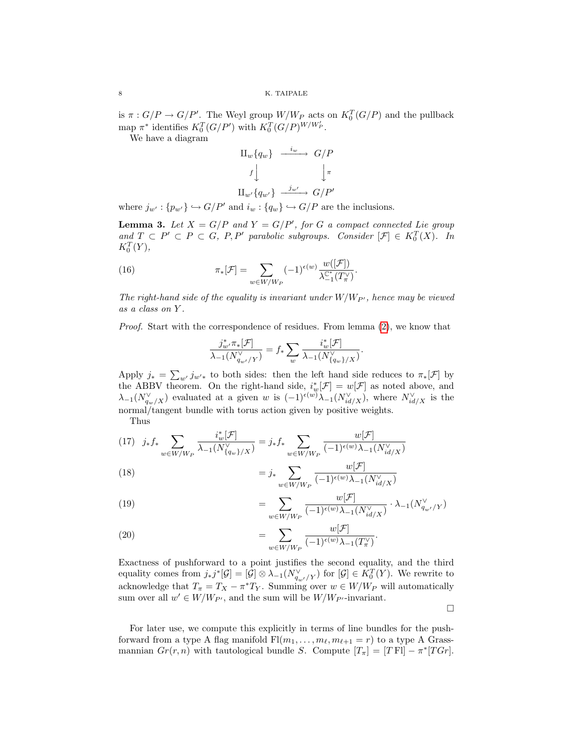is $\pi : G/P \to G/P'$. The Weyl group $W/W_P$ acts on $K_0^T(G/P)$ and the pullback map $\pi^*$ identifies $K_0^T(G/P')$ with $K_0^T(G/P)^{W/W_P'}$.

We have a diagram

$$\begin{array}{ccc} \amalg_w \{q_w\} & \xrightarrow{i_w} & G/P \\ f \big\downarrow & & \big\downarrow \pi \\ \amalg_{w'} \{q_{w'}\} & \xrightarrow{j_{w'}} & G/P' \end{array}$$

where $j_{w'} : \{p_{w'}\} \hookrightarrow G/P'$ and $i_w : \{q_w\} \hookrightarrow G/P$ are the inclusions.

**Lemma 3.** *Let $X = G/P$ and $Y = G/P'$, for $G$ a compact connected Lie group and $T \subset P' \subset P \subset G$, $P, P'$ parabolic subgroups. Consider $[\mathcal{F}] \in K_0^T(X)$. In $K_0^T(Y)$,*

$$\pi_*[\mathcal{F}] = \sum_{w \in W/W_P} (-1)^{\epsilon(w)} \frac{w([\mathcal{F}])}{\lambda_{-1}^{\mathbb{C}^*}(T_\pi^\vee)}. \tag{16}$$

*The right-hand side of the equality is invariant under $W/W_{P'}$, hence may be viewed as a class on $Y$.*

*Proof.* Start with the correspondence of residues. From lemma (2), we know that

$$\frac{j_{w'}^* \pi_*[\mathcal{F}]}{\lambda_{-1}(N_{q_{w'}/Y}^\vee)} = f_* \sum_w \frac{i_w^*[\mathcal{F}]}{\lambda_{-1}(N_{\{q_w\}/X}^\vee)}.$$

Apply $j_* = \sum_{w'} j_{w'*}$ to both sides: then the left hand side reduces to $\pi_*[\mathcal{F}]$ by the ABBV theorem. On the right-hand side, $i_w^*[\mathcal{F}] = w[\mathcal{F}]$ as noted above, and $\lambda_{-1}(N_{q_w/X}^\vee)$ evaluated at a given $w$ is $(-1)^{\epsilon(w)}\lambda_{-1}(N_{id/X}^\vee)$, where $N_{id/X}^\vee$ is the normal/tangent bundle with torus action given by positive weights.

Thus

$$j_* f_* \sum_{w \in W/W_P} \frac{i_w^*[\mathcal{F}]}{\lambda_{-1}(N_{\{q_w\}/X}^\vee)} = j_* f_* \sum_{w \in W/W_P} \frac{w[\mathcal{F}]}{(-1)^{\epsilon(w)}\lambda_{-1}(N_{id/X}^\vee)} \tag{17}$$

$$= j_* \sum_{w \in W/W_P} \frac{w[\mathcal{F}]}{(-1)^{\epsilon(w)}\lambda_{-1}(N_{id/X}^\vee)} \tag{18}$$

$$= \sum_{w \in W/W_P} \frac{w[\mathcal{F}]}{(-1)^{\epsilon(w)}\lambda_{-1}(N_{id/X}^\vee)} \cdot \lambda_{-1}(N_{q_{w'}/Y}^\vee) \tag{19}$$

$$= \sum_{w \in W/W_P} \frac{w[\mathcal{F}]}{(-1)^{\epsilon(w)}\lambda_{-1}(T_\pi^\vee)}. \tag{20}$$

Exactness of pushforward to a point justifies the second equality, and the third equality comes from $j_* j^*[\mathcal{G}] = [\mathcal{G}] \otimes \lambda_{-1}(N_{q_{w'}/Y}^\vee)$ for $[\mathcal{G}] \in K_0^T(Y)$. We rewrite to acknowledge that $T_\pi = T_X - \pi^* T_Y$. Summing over $w \in W/W_P$ will automatically sum over all $w' \in W/W_{P'}$, and the sum will be $W/W_{P'}$-invariant.

□

For later use, we compute this explicitly in terms of line bundles for the pushforward from a type A flag manifold $\mathrm{Fl}(m_1, \ldots, m_\ell, m_{\ell+1} = r)$ to a type A Grassmannian $Gr(r, n)$ with tautological bundle $S$. Compute $[T_\pi] = [T\,\mathrm{Fl}] - \pi^*[TGr]$.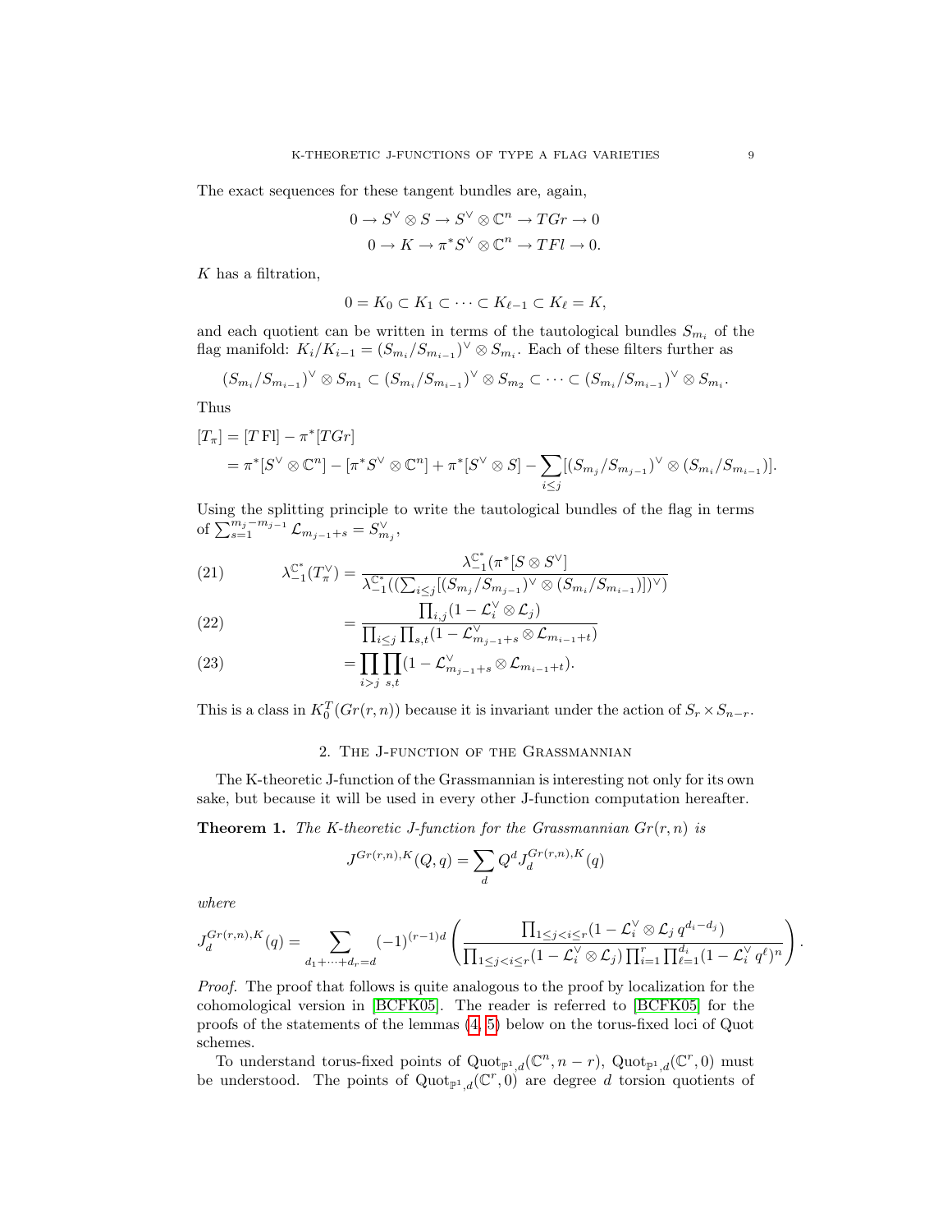The exact sequences for these tangent bundles are, again,

$$0 \to S^\vee \otimes S \to S^\vee \otimes \mathbb{C}^n \to TGr \to 0$$
$$0 \to K \to \pi^* S^\vee \otimes \mathbb{C}^n \to TFl \to 0.$$

$K$ has a filtration,

$$0 = K_0 \subset K_1 \subset \cdots \subset K_{\ell-1} \subset K_\ell = K,$$

and each quotient can be written in terms of the tautological bundles $S_{m_i}$ of the flag manifold: $K_i/K_{i-1} = (S_{m_i}/S_{m_{i-1}})^\vee \otimes S_{m_i}$. Each of these filters further as

$$(S_{m_i}/S_{m_{i-1}})^\vee \otimes S_{m_1} \subset (S_{m_i}/S_{m_{i-1}})^\vee \otimes S_{m_2} \subset \cdots \subset (S_{m_i}/S_{m_{i-1}})^\vee \otimes S_{m_i}.$$

Thus

$$\begin{aligned}
[T_\pi] &= [T\,\mathrm{Fl}] - \pi^*[TGr] \\
&= \pi^*[S^\vee \otimes \mathbb{C}^n] - [\pi^* S^\vee \otimes \mathbb{C}^n] + \pi^*[S^\vee \otimes S] - \sum_{i \le j} [(S_{m_j}/S_{m_{j-1}})^\vee \otimes (S_{m_i}/S_{m_{i-1}})].
\end{aligned}$$

Using the splitting principle to write the tautological bundles of the flag in terms of $\sum_{s=1}^{m_j - m_{j-1}} \mathcal{L}_{m_{j-1}+s} = S_{m_j}^\vee$,

$$\lambda_{-1}^{\mathbb{C}^*}(T_\pi^\vee) = \frac{\lambda_{-1}^{\mathbb{C}^*}(\pi^*[S \otimes S^\vee]}{\lambda_{-1}^{\mathbb{C}^*}((\sum_{i \le j}[(S_{m_j}/S_{m_{j-1}})^\vee \otimes (S_{m_i}/S_{m_{i-1}})])^\vee)} \tag{21}$$

$$= \frac{\prod_{i,j}(1 - \mathcal{L}_i^\vee \otimes \mathcal{L}_j)}{\prod_{i \le j} \prod_{s,t} (1 - \mathcal{L}_{m_{j-1}+s}^\vee \otimes \mathcal{L}_{m_{i-1}+t})} \tag{22}$$

$$= \prod_{i > j} \prod_{s,t} (1 - \mathcal{L}_{m_{j-1}+s}^\vee \otimes \mathcal{L}_{m_{i-1}+t}). \tag{23}$$

This is a class in $K_0^T(Gr(r,n))$ because it is invariant under the action of $S_r \times S_{n-r}$.

## 2. The J-function of the Grassmannian

The K-theoretic J-function of the Grassmannian is interesting not only for its own sake, but because it will be used in every other J-function computation hereafter.

**Theorem 1.** *The K-theoretic J-function for the Grassmannian $Gr(r,n)$ is*

$$J^{Gr(r,n),K}(Q,q) = \sum_d Q^d J_d^{Gr(r,n),K}(q)$$

*where*

$$J_d^{Gr(r,n),K}(q) = \sum_{d_1 + \cdots + d_r = d} (-1)^{(r-1)d} \left( \frac{\prod_{1 \le j < i \le r}(1 - \mathcal{L}_i^\vee \otimes \mathcal{L}_j\, q^{d_i - d_j})}{\prod_{1 \le j < i \le r}(1 - \mathcal{L}_i^\vee \otimes \mathcal{L}_j) \prod_{i=1}^r \prod_{\ell=1}^{d_i} (1 - \mathcal{L}_i^\vee\, q^\ell)^n} \right).$$

*Proof.* The proof that follows is quite analogous to the proof by localization for the cohomological version in [BCFK05]. The reader is referred to [BCFK05] for the proofs of the statements of the lemmas (4, 5) below on the torus-fixed loci of Quot schemes.

To understand torus-fixed points of $\mathrm{Quot}_{\mathbb{P}^1,d}(\mathbb{C}^n, n-r)$, $\mathrm{Quot}_{\mathbb{P}^1,d}(\mathbb{C}^r, 0)$ must be understood. The points of $\mathrm{Quot}_{\mathbb{P}^1,d}(\mathbb{C}^r, 0)$ are degree $d$ torsion quotients of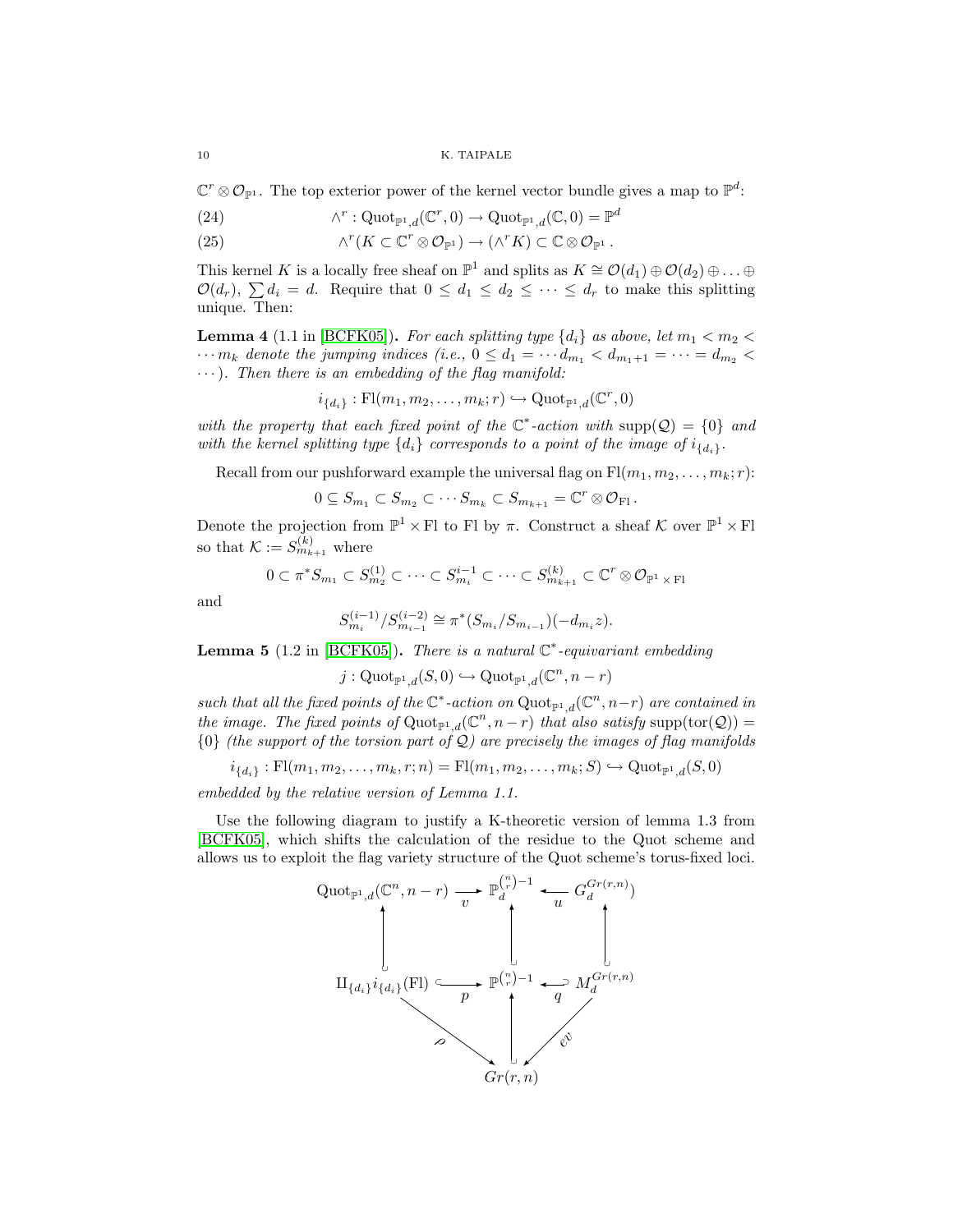$\mathbb{C}^r \otimes \mathcal{O}_{\mathbb{P}^1}$. The top exterior power of the kernel vector bundle gives a map to $\mathbb{P}^d$:

$$\wedge^r : \mathrm{Quot}_{\mathbb{P}^1,d}(\mathbb{C}^r, 0) \to \mathrm{Quot}_{\mathbb{P}^1,d}(\mathbb{C}, 0) = \mathbb{P}^d \tag{24}$$

$$\wedge^r(K \subset \mathbb{C}^r \otimes \mathcal{O}_{\mathbb{P}^1}) \to (\wedge^r K) \subset \mathbb{C} \otimes \mathcal{O}_{\mathbb{P}^1}\,. \tag{25}$$

This kernel $K$ is a locally free sheaf on $\mathbb{P}^1$ and splits as $K \cong \mathcal{O}(d_1) \oplus \mathcal{O}(d_2) \oplus \ldots \oplus \mathcal{O}(d_r)$, $\sum d_i = d$. Require that $0 \leq d_1 \leq d_2 \leq \cdots \leq d_r$ to make this splitting unique. Then:

**Lemma 4** (1.1 in [BCFK05])**.** *For each splitting type $\{d_i\}$ as above, let $m_1 < m_2 < \cdots m_k$ denote the jumping indices (i.e., $0 \leq d_1 = \cdots d_{m_1} < d_{m_1+1} = \cdots = d_{m_2} < \cdots$). Then there is an embedding of the flag manifold:*

$$i_{\{d_i\}} : \mathrm{Fl}(m_1, m_2, \ldots, m_k; r) \hookrightarrow \mathrm{Quot}_{\mathbb{P}^1,d}(\mathbb{C}^r, 0)$$

*with the property that each fixed point of the $\mathbb{C}^*$-action with $\mathrm{supp}(\mathcal{Q}) = \{0\}$ and with the kernel splitting type $\{d_i\}$ corresponds to a point of the image of $i_{\{d_i\}}$.*

Recall from our pushforward example the universal flag on $\mathrm{Fl}(m_1, m_2, \ldots, m_k; r)$:

$$0 \subseteq S_{m_1} \subset S_{m_2} \subset \cdots S_{m_k} \subset S_{m_{k+1}} = \mathbb{C}^r \otimes \mathcal{O}_{\mathrm{Fl}}\,.$$

Denote the projection from $\mathbb{P}^1 \times \mathrm{Fl}$ to $\mathrm{Fl}$ by $\pi$. Construct a sheaf $\mathcal{K}$ over $\mathbb{P}^1 \times \mathrm{Fl}$ so that $\mathcal{K} := S^{(k)}_{m_{k+1}}$ where

$$0 \subset \pi^* S_{m_1} \subset S^{(1)}_{m_2} \subset \cdots \subset S^{i-1}_{m_i} \subset \cdots \subset S^{(k)}_{m_{k+1}} \subset \mathbb{C}^r \otimes \mathcal{O}_{\mathbb{P}^1 \times \mathrm{Fl}}$$

and

$$S^{(i-1)}_{m_i} / S^{(i-2)}_{m_{i-1}} \cong \pi^*(S_{m_i}/S_{m_{i-1}})(-d_{m_i} z).$$

**Lemma 5** (1.2 in [BCFK05])**.** *There is a natural $\mathbb{C}^*$-equivariant embedding*

$$j : \mathrm{Quot}_{\mathbb{P}^1,d}(S, 0) \hookrightarrow \mathrm{Quot}_{\mathbb{P}^1,d}(\mathbb{C}^n, n-r)$$

*such that all the fixed points of the $\mathbb{C}^*$-action on $\mathrm{Quot}_{\mathbb{P}^1,d}(\mathbb{C}^n, n-r)$ are contained in the image. The fixed points of $\mathrm{Quot}_{\mathbb{P}^1,d}(\mathbb{C}^n, n-r)$ that also satisfy $\mathrm{supp}(\mathrm{tor}(\mathcal{Q})) = \{0\}$ (the support of the torsion part of $\mathcal{Q}$) are precisely the images of flag manifolds*

$$i_{\{d_i\}} : \mathrm{Fl}(m_1, m_2, \ldots, m_k, r; n) = \mathrm{Fl}(m_1, m_2, \ldots, m_k; S) \hookrightarrow \mathrm{Quot}_{\mathbb{P}^1,d}(S, 0)$$

*embedded by the relative version of Lemma 1.1.*

Use the following diagram to justify a K-theoretic version of lemma 1.3 from [BCFK05], which shifts the calculation of the residue to the Quot scheme and allows us to exploit the flag variety structure of the Quot scheme's torus-fixed loci.

$$\begin{array}{ccccc}
\mathrm{Quot}_{\mathbb{P}^1,d}(\mathbb{C}^n, n-r) & \xrightarrow{v} & \mathbb{P}_d^{\binom{n}{r}-1} & \xleftarrow{u} & G_d^{Gr(r,n)}) \\
\uparrow & & \uparrow & & \uparrow \\
\amalg_{\{d_i\}} i_{\{d_i\}}(\mathrm{Fl}) & \xhookrightarrow{p} & \mathbb{P}^{\binom{n}{r}-1} & \xhookleftarrow{q} & M_d^{Gr(r,n)} \\
& \searrow^{\rho} & \uparrow & \swarrow_{ev} & \\
& & Gr(r,n) & &
\end{array}$$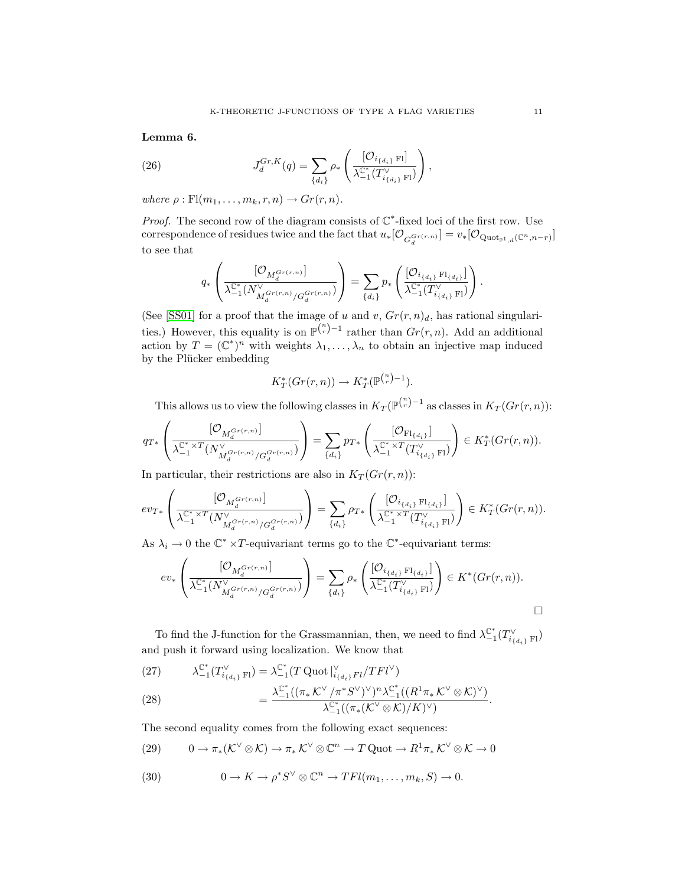**Lemma 6.**

$$
J_d^{Gr,K}(q) = \sum_{\{d_i\}} \rho_* \left( \frac{[\mathcal{O}_{i_{\{d_i\}}\,\mathrm{Fl}}]}{\lambda_{-1}^{\mathbb{C}^*}(T^\vee_{i_{\{d_i\}}\,\mathrm{Fl}})} \right), \tag{26}
$$

*where* $\rho : \mathrm{Fl}(m_1, \dots, m_k, r, n) \to Gr(r, n)$.

*Proof.* The second row of the diagram consists of $\mathbb{C}^*$-fixed loci of the first row. Use correspondence of residues twice and the fact that $u_*[\mathcal{O}_{G_d^{Gr(r,n)}}] = v_*[\mathcal{O}_{\mathrm{Quot}_{\mathbb{P}^1,d}(\mathbb{C}^n, n-r)}]$ to see that

$$
q_* \left( \frac{[\mathcal{O}_{M_d^{Gr(r,n)}}]}{\lambda_{-1}^{\mathbb{C}^*}(N^\vee_{M_d^{Gr(r,n)}/G_d^{Gr(r,n)}})} \right) = \sum_{\{d_i\}} p_* \left( \frac{[\mathcal{O}_{i_{\{d_i\}}\,\mathrm{Fl}_{\{d_i\}}}]}{\lambda_{-1}^{\mathbb{C}^*}(T^\vee_{i_{\{d_i\}}\,\mathrm{Fl}})} \right).
$$

(See [SS01] for a proof that the image of $u$ and $v$, $Gr(r, n)_d$, has rational singularities.) However, this equality is on $\mathbb{P}^{\binom{n}{r}-1}$ rather than $Gr(r, n)$. Add an additional action by $T = (\mathbb{C}^*)^n$ with weights $\lambda_1, \dots, \lambda_n$ to obtain an injective map induced by the Plücker embedding

$$
K_T^*(Gr(r, n)) \to K_T^*(\mathbb{P}^{\binom{n}{r}-1}).
$$

This allows us to view the following classes in $K_T(\mathbb{P}^{\binom{n}{r}-1}$ as classes in $K_T(Gr(r, n))$:

$$
q_{T*} \left( \frac{[\mathcal{O}_{M_d^{Gr(r,n)}}]}{\lambda_{-1}^{\mathbb{C}^*\times T}(N^\vee_{M_d^{Gr(r,n)}/G_d^{Gr(r,n)}})} \right) = \sum_{\{d_i\}} p_{T*} \left( \frac{[\mathcal{O}_{\mathrm{Fl}_{\{d_i\}}}]}{\lambda_{-1}^{\mathbb{C}^*\times T}(T^\vee_{i_{\{d_i\}}\,\mathrm{Fl}})} \right) \in K_T^*(Gr(r, n)).
$$

In particular, their restrictions are also in $K_T(Gr(r, n))$:

$$
ev_{T*} \left( \frac{[\mathcal{O}_{M_d^{Gr(r,n)}}]}{\lambda_{-1}^{\mathbb{C}^*\times T}(N^\vee_{M_d^{Gr(r,n)}/G_d^{Gr(r,n)}})} \right) = \sum_{\{d_i\}} \rho_{T*} \left( \frac{[\mathcal{O}_{i_{\{d_i\}}\,\mathrm{Fl}_{\{d_i\}}}]}{\lambda_{-1}^{\mathbb{C}^*\times T}(T^\vee_{i_{\{d_i\}}\,\mathrm{Fl}})} \right) \in K_T^*(Gr(r, n)).
$$

As $\lambda_i \to 0$ the $\mathbb{C}^* \times T$-equivariant terms go to the $\mathbb{C}^*$-equivariant terms:

$$
ev_* \left( \frac{[\mathcal{O}_{M_d^{Gr(r,n)}}]}{\lambda_{-1}^{\mathbb{C}^*}(N^\vee_{M_d^{Gr(r,n)}/G_d^{Gr(r,n)}})} \right) = \sum_{\{d_i\}} \rho_* \left( \frac{[\mathcal{O}_{i_{\{d_i\}}\,\mathrm{Fl}_{\{d_i\}}}]}{\lambda_{-1}^{\mathbb{C}^*}(T^\vee_{i_{\{d_i\}}\,\mathrm{Fl}})} \right) \in K^*(Gr(r, n)).
$$

$\square$

To find the J-function for the Grassmannian, then, we need to find $\lambda_{-1}^{\mathbb{C}^*}(T^\vee_{i_{\{d_i\}}\,\mathrm{Fl}})$ and push it forward using localization. We know that

$$
\lambda_{-1}^{\mathbb{C}^*}(T^\vee_{i_{\{d_i\}}\,\mathrm{Fl}}) = \lambda_{-1}^{\mathbb{C}^*}(T\,\mathrm{Quot}\,|^\vee_{i_{\{d_i\}}Fl} / TFl^\vee) \tag{27}
$$

$$
= \frac{\lambda_{-1}^{\mathbb{C}^*}((\pi_* \mathcal{K}^\vee / \pi^* S^\vee)^\vee)^n \lambda_{-1}^{\mathbb{C}^*}((R^1\pi_* \mathcal{K}^\vee \otimes \mathcal{K})^\vee)}{\lambda_{-1}^{\mathbb{C}^*}((\pi_*(\mathcal{K}^\vee \otimes \mathcal{K})/K)^\vee)}. \tag{28}
$$

The second equality comes from the following exact sequences:

$$
0 \to \pi_*(\mathcal{K}^\vee \otimes \mathcal{K}) \to \pi_* \mathcal{K}^\vee \otimes \mathbb{C}^n \to T\,\mathrm{Quot} \to R^1\pi_* \mathcal{K}^\vee \otimes \mathcal{K} \to 0 \tag{29}
$$

$$
0 \to K \to \rho^* S^\vee \otimes \mathbb{C}^n \to TFl(m_1, \dots, m_k, S) \to 0. \tag{30}
$$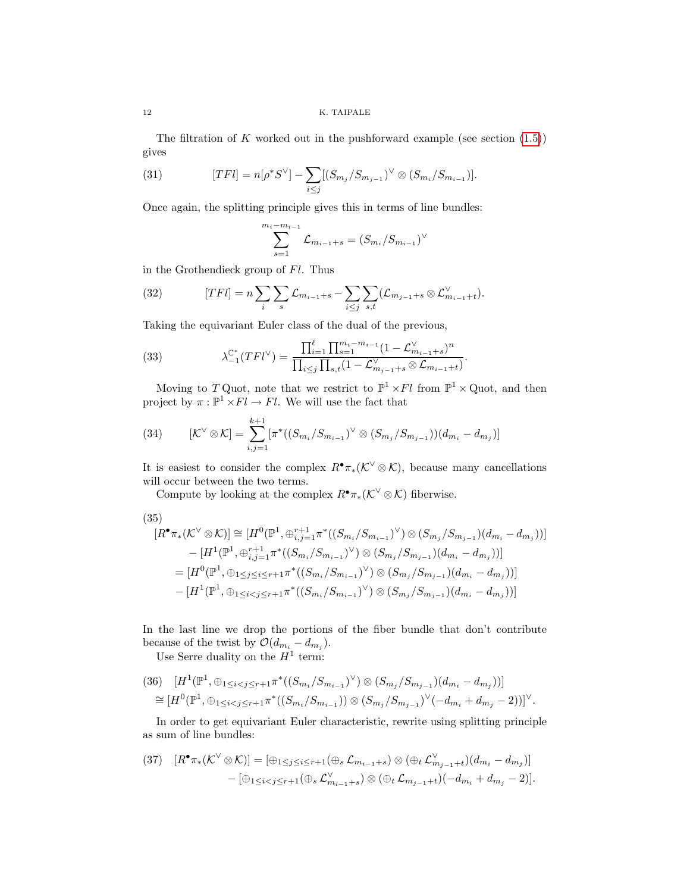The filtration of $K$ worked out in the pushforward example (see section (1.5)) gives

$$[TFl] = n[\rho^* S^\vee] - \sum_{i \leq j} [(S_{m_j}/S_{m_{j-1}})^\vee \otimes (S_{m_i}/S_{m_{i-1}})]. \tag{31}$$

Once again, the splitting principle gives this in terms of line bundles:

$$\sum_{s=1}^{m_i - m_{i-1}} \mathcal{L}_{m_{i-1}+s} = (S_{m_i}/S_{m_{i-1}})^\vee$$

in the Grothendieck group of $Fl$. Thus

$$[TFl] = n \sum_i \sum_s \mathcal{L}_{m_{i-1}+s} - \sum_{i \leq j} \sum_{s,t} (\mathcal{L}_{m_{j-1}+s} \otimes \mathcal{L}^\vee_{m_{i-1}+t}). \tag{32}$$

Taking the equivariant Euler class of the dual of the previous,

$$\lambda_{-1}^{\mathbb{C}^*}(TFl^\vee) = \frac{\prod_{i=1}^{\ell} \prod_{s=1}^{m_i - m_{i-1}} (1 - \mathcal{L}^\vee_{m_{i-1}+s})^n}{\prod_{i \leq j} \prod_{s,t} (1 - \mathcal{L}^\vee_{m_{j-1}+s} \otimes \mathcal{L}_{m_{i-1}+t})}. \tag{33}$$

Moving to $T\,\text{Quot}$, note that we restrict to $\mathbb{P}^1 \times Fl$ from $\mathbb{P}^1 \times \text{Quot}$, and then project by $\pi : \mathbb{P}^1 \times Fl \to Fl$. We will use the fact that

$$[\mathcal{K}^\vee \otimes \mathcal{K}] = \sum_{i,j=1}^{k+1} [\pi^*((S_{m_i}/S_{m_{i-1}})^\vee \otimes (S_{m_j}/S_{m_{j-1}}))(d_{m_i} - d_{m_j})] \tag{34}$$

It is easiest to consider the complex $R^\bullet \pi_*(\mathcal{K}^\vee \otimes \mathcal{K})$, because many cancellations will occur between the two terms.

Compute by looking at the complex $R^\bullet \pi_*(\mathcal{K}^\vee \otimes \mathcal{K})$ fiberwise.

$$\begin{aligned}
[R^\bullet \pi_*(\mathcal{K}^\vee \otimes \mathcal{K})] &\cong [H^0(\mathbb{P}^1, \oplus_{i,j=1}^{r+1} \pi^*((S_{m_i}/S_{m_{i-1}})^\vee) \otimes (S_{m_j}/S_{m_{j-1}})(d_{m_i} - d_{m_j}))] \\
&\quad - [H^1(\mathbb{P}^1, \oplus_{i,j=1}^{r+1} \pi^*((S_{m_i}/S_{m_{i-1}})^\vee) \otimes (S_{m_j}/S_{m_{j-1}})(d_{m_i} - d_{m_j}))] \\
&= [H^0(\mathbb{P}^1, \oplus_{1 \leq j \leq i \leq r+1} \pi^*((S_{m_i}/S_{m_{i-1}})^\vee) \otimes (S_{m_j}/S_{m_{j-1}})(d_{m_i} - d_{m_j}))] \\
&\quad - [H^1(\mathbb{P}^1, \oplus_{1 \leq i < j \leq r+1} \pi^*((S_{m_i}/S_{m_{i-1}})^\vee) \otimes (S_{m_j}/S_{m_{j-1}})(d_{m_i} - d_{m_j}))]
\end{aligned} \tag{35}$$

In the last line we drop the portions of the fiber bundle that don't contribute because of the twist by $\mathcal{O}(d_{m_i} - d_{m_j})$.

Use Serre duality on the $H^1$ term:

$$\begin{aligned}
&[H^1(\mathbb{P}^1, \oplus_{1 \leq i < j \leq r+1} \pi^*((S_{m_i}/S_{m_{i-1}})^\vee) \otimes (S_{m_j}/S_{m_{j-1}})(d_{m_i} - d_{m_j}))] \\
&\cong [H^0(\mathbb{P}^1, \oplus_{1 \leq i < j \leq r+1} \pi^*((S_{m_i}/S_{m_{i-1}})) \otimes (S_{m_j}/S_{m_{j-1}})^\vee(-d_{m_i} + d_{m_j} - 2))]^\vee.
\end{aligned} \tag{36}$$

In order to get equivariant Euler characteristic, rewrite using splitting principle as sum of line bundles:

$$\begin{aligned}
[R^\bullet \pi_*(\mathcal{K}^\vee \otimes \mathcal{K})] &= [\oplus_{1 \leq j \leq i \leq r+1} (\oplus_s \mathcal{L}_{m_{i-1}+s}) \otimes (\oplus_t \mathcal{L}^\vee_{m_{j-1}+t})(d_{m_i} - d_{m_j})] \\
&\quad - [\oplus_{1 \leq i < j \leq r+1} (\oplus_s \mathcal{L}^\vee_{m_{i-1}+s}) \otimes (\oplus_t \mathcal{L}_{m_{j-1}+t})(-d_{m_i} + d_{m_j} - 2)].
\end{aligned} \tag{37}$$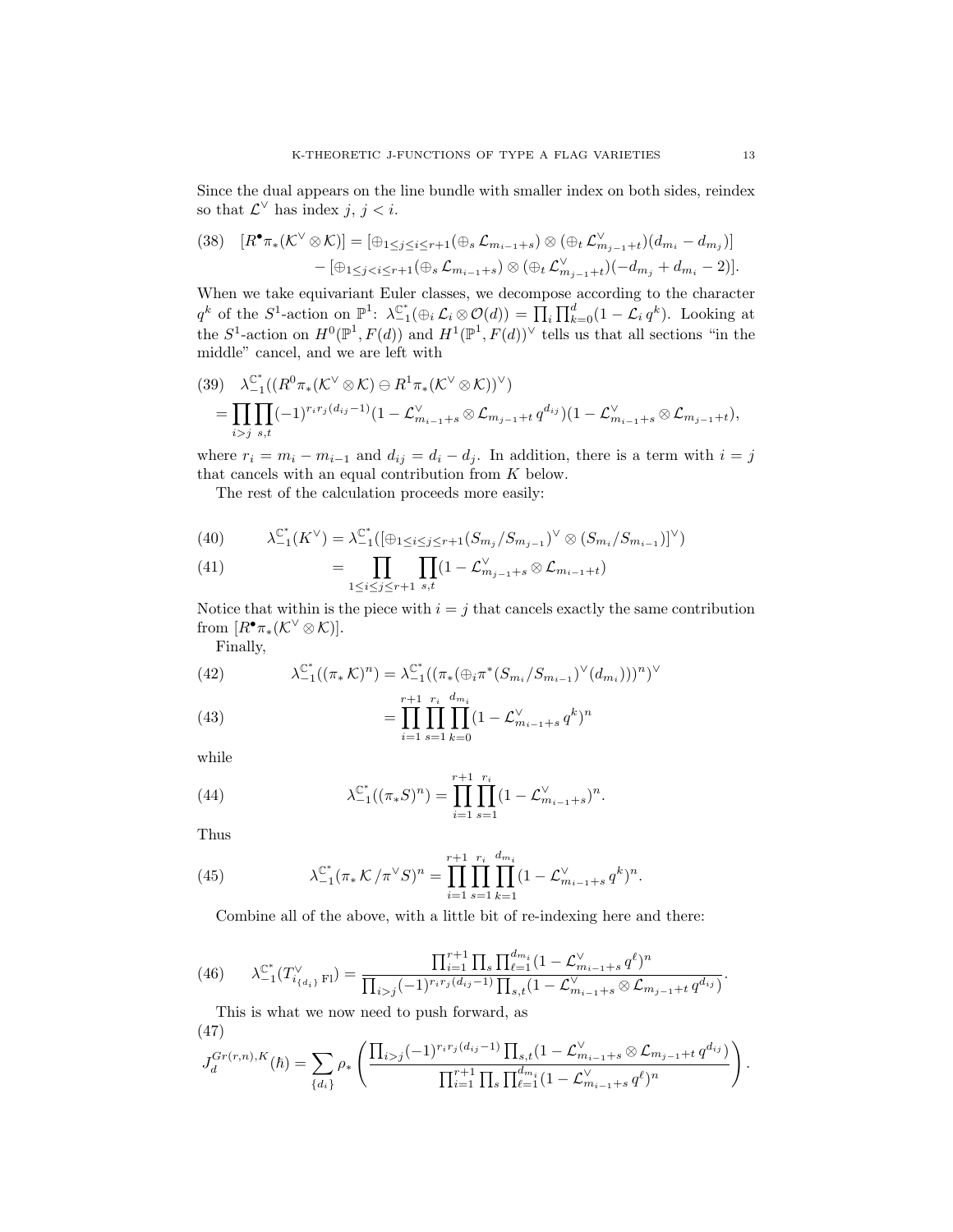Since the dual appears on the line bundle with smaller index on both sides, reindex so that $\mathcal{L}^\vee$ has index $j$, $j < i$.

$$
\begin{aligned}
(38)\quad [R^\bullet \pi_*(\mathcal{K}^\vee \otimes \mathcal{K})] &= [\oplus_{1\le j\le i\le r+1}(\oplus_s \mathcal{L}_{m_{i-1}+s}) \otimes (\oplus_t \mathcal{L}^\vee_{m_{j-1}+t})(d_{m_i} - d_{m_j})] \\
&\quad - [\oplus_{1\le j<i\le r+1}(\oplus_s \mathcal{L}_{m_{i-1}+s}) \otimes (\oplus_t \mathcal{L}^\vee_{m_{j-1}+t})(-d_{m_j} + d_{m_i} - 2)].
\end{aligned}
$$

When we take equivariant Euler classes, we decompose according to the character $q^k$ of the $S^1$-action on $\mathbb{P}^1$: $\lambda^{\mathbb{C}^*}_{-1}(\oplus_i \mathcal{L}_i \otimes \mathcal{O}(d)) = \prod_i \prod_{k=0}^{d}(1 - \mathcal{L}_i\, q^k)$. Looking at the $S^1$-action on $H^0(\mathbb{P}^1, F(d))$ and $H^1(\mathbb{P}^1, F(d))^\vee$ tells us that all sections "in the middle" cancel, and we are left with

$$
\begin{aligned}
(39)\quad & \lambda^{\mathbb{C}^*}_{-1}((R^0\pi_*(\mathcal{K}^\vee \otimes \mathcal{K}) \ominus R^1\pi_*(\mathcal{K}^\vee \otimes \mathcal{K}))^\vee) \\
&= \prod_{i>j} \prod_{s,t} (-1)^{r_i r_j (d_{ij}-1)} (1 - \mathcal{L}^\vee_{m_{i-1}+s} \otimes \mathcal{L}_{m_{j-1}+t}\, q^{d_{ij}})(1 - \mathcal{L}^\vee_{m_{i-1}+s} \otimes \mathcal{L}_{m_{j-1}+t}),
\end{aligned}
$$

where $r_i = m_i - m_{i-1}$ and $d_{ij} = d_i - d_j$. In addition, there is a term with $i = j$ that cancels with an equal contribution from $K$ below.

The rest of the calculation proceeds more easily:

$$
(40)\qquad \lambda^{\mathbb{C}^*}_{-1}(K^\vee) = \lambda^{\mathbb{C}^*}_{-1}([\oplus_{1\le i\le j\le r+1}(S_{m_j}/S_{m_{j-1}})^\vee \otimes (S_{m_i}/S_{m_{i-1}})]^\vee)
$$

$$
(41)\qquad = \prod_{1\le i\le j\le r+1} \prod_{s,t} (1 - \mathcal{L}^\vee_{m_{j-1}+s} \otimes \mathcal{L}_{m_{i-1}+t})
$$

Notice that within is the piece with $i = j$ that cancels exactly the same contribution from $[R^\bullet \pi_*(\mathcal{K}^\vee \otimes \mathcal{K})]$.

Finally,

$$
(42)\qquad \lambda^{\mathbb{C}^*}_{-1}((\pi_* \mathcal{K})^n) = \lambda^{\mathbb{C}^*}_{-1}((\pi_*(\oplus_i \pi^*(S_{m_i}/S_{m_{i-1}})^\vee(d_{m_i})))^n)^\vee
$$

$$
(43)\qquad = \prod_{i=1}^{r+1} \prod_{s=1}^{r_i} \prod_{k=0}^{d_{m_i}} (1 - \mathcal{L}^\vee_{m_{i-1}+s}\, q^k)^n
$$

while

$$
(44)\qquad \lambda^{\mathbb{C}^*}_{-1}((\pi_* S)^n) = \prod_{i=1}^{r+1} \prod_{s=1}^{r_i} (1 - \mathcal{L}^\vee_{m_{i-1}+s})^n.
$$

Thus

$$
(45)\qquad \lambda^{\mathbb{C}^*}_{-1}(\pi_* \mathcal{K} / \pi^\vee S)^n = \prod_{i=1}^{r+1} \prod_{s=1}^{r_i} \prod_{k=1}^{d_{m_i}} (1 - \mathcal{L}^\vee_{m_{i-1}+s}\, q^k)^n.
$$

Combine all of the above, with a little bit of re-indexing here and there:

$$
(46)\qquad \lambda^{\mathbb{C}^*}_{-1}(T^\vee_{i_{\{d_i\}}\,\mathrm{Fl}}) = \frac{\prod_{i=1}^{r+1} \prod_s \prod_{\ell=1}^{d_{m_i}} (1 - \mathcal{L}^\vee_{m_{i-1}+s}\, q^\ell)^n}{\prod_{i>j} (-1)^{r_i r_j (d_{ij}-1)} \prod_{s,t} (1 - \mathcal{L}^\vee_{m_{i-1}+s} \otimes \mathcal{L}_{m_{j-1}+t}\, q^{d_{ij}})}.
$$

This is what we now need to push forward, as

$$
(47)\qquad J_d^{Gr(r,n),K}(\hbar) = \sum_{\{d_i\}} \rho_* \left( \frac{\prod_{i>j} (-1)^{r_i r_j (d_{ij}-1)} \prod_{s,t} (1 - \mathcal{L}^\vee_{m_{i-1}+s} \otimes \mathcal{L}_{m_{j-1}+t}\, q^{d_{ij}})}{\prod_{i=1}^{r+1} \prod_s \prod_{\ell=1}^{d_{m_i}} (1 - \mathcal{L}^\vee_{m_{i-1}+s}\, q^\ell)^n} \right).
$$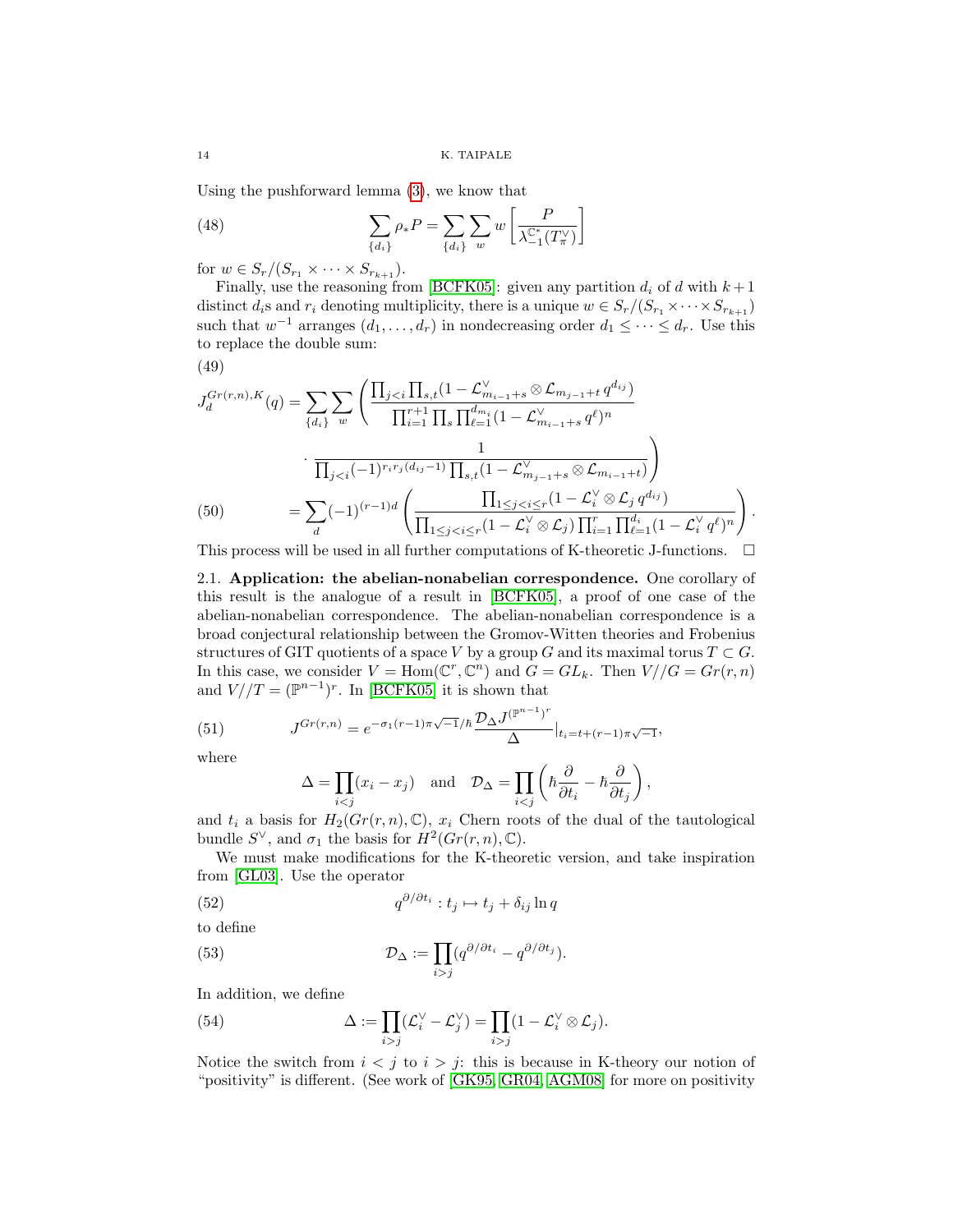Using the pushforward lemma (3), we know that

$$\sum_{\{d_i\}} \rho_* P = \sum_{\{d_i\}} \sum_{w} w \left[ \frac{P}{\lambda_{-1}^{\mathbb{C}^*}(T_\pi^\vee)} \right] \tag{48}$$

for $w \in S_r/(S_{r_1} \times \cdots \times S_{r_{k+1}})$.

Finally, use the reasoning from [BCFK05]: given any partition $d_i$ of $d$ with $k+1$ distinct $d_i$s and $r_i$ denoting multiplicity, there is a unique $w \in S_r/(S_{r_1} \times \cdots \times S_{r_{k+1}})$ such that $w^{-1}$ arranges $(d_1, \ldots, d_r)$ in nondecreasing order $d_1 \leq \cdots \leq d_r$. Use this to replace the double sum:

(49)

$$J_d^{Gr(r,n),K}(q) = \sum_{\{d_i\}} \sum_{w} \left( \frac{\prod_{j<i} \prod_{s,t} (1 - \mathcal{L}_{m_{i-1}+s}^\vee \otimes \mathcal{L}_{m_{j-1}+t}\, q^{d_{ij}})}{\prod_{i=1}^{r+1} \prod_s \prod_{\ell=1}^{d_{m_i}} (1 - \mathcal{L}_{m_{i-1}+s}^\vee\, q^\ell)^n} \right.$$

$$\left. \cdot \frac{1}{\prod_{j<i} (-1)^{r_i r_j (d_{ij}-1)} \prod_{s,t} (1 - \mathcal{L}_{m_{j-1}+s}^\vee \otimes \mathcal{L}_{m_{i-1}+t})} \right)$$

$$= \sum_d (-1)^{(r-1)d} \left( \frac{\prod_{1 \leq j < i \leq r} (1 - \mathcal{L}_i^\vee \otimes \mathcal{L}_j\, q^{d_{ij}})}{\prod_{1 \leq j < i \leq r} (1 - \mathcal{L}_i^\vee \otimes \mathcal{L}_j) \prod_{i=1}^r \prod_{\ell=1}^{d_i} (1 - \mathcal{L}_i^\vee\, q^\ell)^n} \right). \tag{50}$$

This process will be used in all further computations of K-theoretic J-functions. $\square$

### 2.1. Application: the abelian-nonabelian correspondence.

One corollary of this result is the analogue of a result in [BCFK05], a proof of one case of the abelian-nonabelian correspondence. The abelian-nonabelian correspondence is a broad conjectural relationship between the Gromov-Witten theories and Frobenius structures of GIT quotients of a space $V$ by a group $G$ and its maximal torus $T \subset G$. In this case, we consider $V = \mathrm{Hom}(\mathbb{C}^r, \mathbb{C}^n)$ and $G = GL_k$. Then $V//G = Gr(r,n)$ and $V//T = (\mathbb{P}^{n-1})^r$. In [BCFK05] it is shown that

$$J^{Gr(r,n)} = e^{-\sigma_1 (r-1)\pi\sqrt{-1}/\hbar} \frac{\mathcal{D}_\Delta J^{(\mathbb{P}^{n-1})^r}}{\Delta} \Big|_{t_i = t + (r-1)\pi\sqrt{-1}}, \tag{51}$$

where

$$\Delta = \prod_{i<j} (x_i - x_j) \quad \text{and} \quad \mathcal{D}_\Delta = \prod_{i<j} \left( \hbar \frac{\partial}{\partial t_i} - \hbar \frac{\partial}{\partial t_j} \right),$$

and $t_i$ a basis for $H_2(Gr(r,n), \mathbb{C})$, $x_i$ Chern roots of the dual of the tautological bundle $S^\vee$, and $\sigma_1$ the basis for $H^2(Gr(r,n), \mathbb{C})$.

We must make modifications for the K-theoretic version, and take inspiration from [GL03]. Use the operator

$$q^{\partial/\partial t_i} : t_j \mapsto t_j + \delta_{ij} \ln q \tag{52}$$

to define

$$\mathcal{D}_\Delta := \prod_{i>j} (q^{\partial/\partial t_i} - q^{\partial/\partial t_j}). \tag{53}$$

In addition, we define

$$\Delta := \prod_{i>j} (\mathcal{L}_i^\vee - \mathcal{L}_j^\vee) = \prod_{i>j} (1 - \mathcal{L}_i^\vee \otimes \mathcal{L}_j). \tag{54}$$

Notice the switch from $i < j$ to $i > j$: this is because in K-theory our notion of "positivity" is different. (See work of [GK95, GR04, AGM08] for more on positivity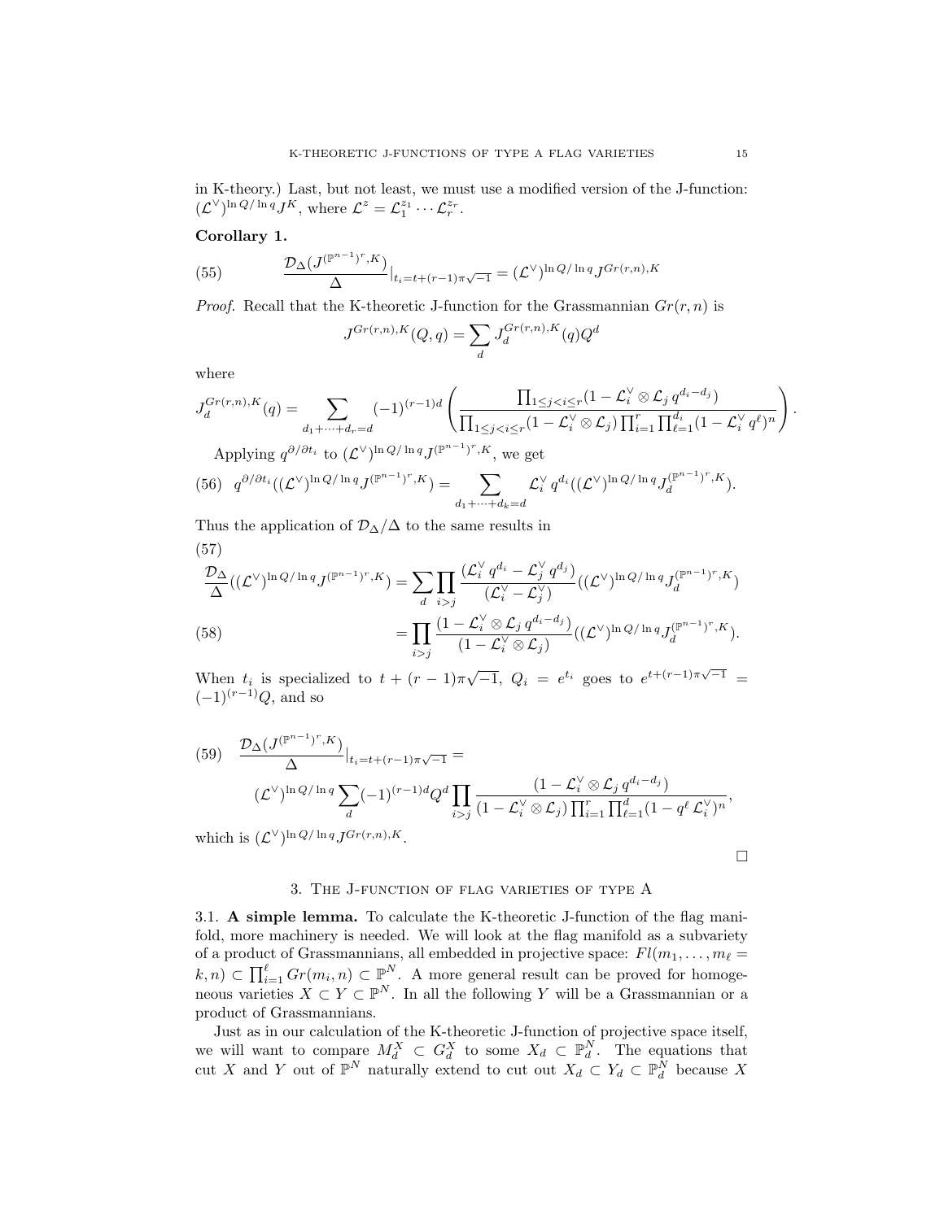in K-theory.) Last, but not least, we must use a modified version of the J-function: $(\mathcal{L}^\vee)^{\ln Q/\ln q} J^K$, where $\mathcal{L}^z = \mathcal{L}_1^{z_1} \cdots \mathcal{L}_r^{z_r}$.

**Corollary 1.**

$$\frac{\mathcal{D}_\Delta(J^{(\mathbb{P}^{n-1})^r,K})}{\Delta}\Big|_{t_i = t+(r-1)\pi\sqrt{-1}} = (\mathcal{L}^\vee)^{\ln Q/\ln q} J^{Gr(r,n),K} \tag{55}$$

*Proof.* Recall that the K-theoretic J-function for the Grassmannian $Gr(r,n)$ is

$$J^{Gr(r,n),K}(Q,q) = \sum_d J_d^{Gr(r,n),K}(q) Q^d$$

where

$$J_d^{Gr(r,n),K}(q) = \sum_{d_1+\cdots+d_r=d} (-1)^{(r-1)d} \left( \frac{\prod_{1\le j<i\le r}(1-\mathcal{L}_i^\vee \otimes \mathcal{L}_j\, q^{d_i-d_j})}{\prod_{1\le j<i\le r}(1-\mathcal{L}_i^\vee \otimes \mathcal{L}_j)\prod_{i=1}^r \prod_{\ell=1}^{d_i}(1-\mathcal{L}_i^\vee\, q^\ell)^n} \right).$$

Applying $q^{\partial/\partial t_i}$ to $(\mathcal{L}^\vee)^{\ln Q/\ln q} J^{(\mathbb{P}^{n-1})^r,K}$, we get

$$q^{\partial/\partial t_i}((\mathcal{L}^\vee)^{\ln Q/\ln q} J^{(\mathbb{P}^{n-1})^r,K}) = \sum_{d_1+\cdots+d_k=d} \mathcal{L}_i^\vee\, q^{d_i}((\mathcal{L}^\vee)^{\ln Q/\ln q} J_d^{(\mathbb{P}^{n-1})^r,K}). \tag{56}$$

Thus the application of $\mathcal{D}_\Delta/\Delta$ to the same results in

$$\frac{\mathcal{D}_\Delta}{\Delta}((\mathcal{L}^\vee)^{\ln Q/\ln q} J^{(\mathbb{P}^{n-1})^r,K}) = \sum_d \prod_{i>j} \frac{(\mathcal{L}_i^\vee\, q^{d_i} - \mathcal{L}_j^\vee\, q^{d_j})}{(\mathcal{L}_i^\vee - \mathcal{L}_j^\vee)}((\mathcal{L}^\vee)^{\ln Q/\ln q} J_d^{(\mathbb{P}^{n-1})^r,K}) \tag{57}$$

$$= \prod_{i>j} \frac{(1-\mathcal{L}_i^\vee \otimes \mathcal{L}_j\, q^{d_i-d_j})}{(1-\mathcal{L}_i^\vee \otimes \mathcal{L}_j)}((\mathcal{L}^\vee)^{\ln Q/\ln q} J_d^{(\mathbb{P}^{n-1})^r,K}). \tag{58}$$

When $t_i$ is specialized to $t+(r-1)\pi\sqrt{-1}$, $Q_i = e^{t_i}$ goes to $e^{t+(r-1)\pi\sqrt{-1}} = (-1)^{(r-1)}Q$, and so

$$\frac{\mathcal{D}_\Delta(J^{(\mathbb{P}^{n-1})^r,K})}{\Delta}\Big|_{t_i=t+(r-1)\pi\sqrt{-1}} = \tag{59}$$

$$(\mathcal{L}^\vee)^{\ln Q/\ln q} \sum_d (-1)^{(r-1)d} Q^d \prod_{i>j} \frac{(1-\mathcal{L}_i^\vee \otimes \mathcal{L}_j\, q^{d_i-d_j})}{(1-\mathcal{L}_i^\vee \otimes \mathcal{L}_j)\prod_{i=1}^r \prod_{\ell=1}^{d}(1-q^\ell\, \mathcal{L}_i^\vee)^n},$$

which is $(\mathcal{L}^\vee)^{\ln Q/\ln q} J^{Gr(r,n),K}$.

∎

## 3. The J-function of flag varieties of type A

**3.1. A simple lemma.** To calculate the K-theoretic J-function of the flag manifold, more machinery is needed. We will look at the flag manifold as a subvariety of a product of Grassmannians, all embedded in projective space: $Fl(m_1,\ldots,m_\ell = k,n) \subset \prod_{i=1}^\ell Gr(m_i,n) \subset \mathbb{P}^N$. A more general result can be proved for homogeneous varieties $X \subset Y \subset \mathbb{P}^N$. In all the following $Y$ will be a Grassmannian or a product of Grassmannians.

Just as in our calculation of the K-theoretic J-function of projective space itself, we will want to compare $M_d^X \subset G_d^X$ to some $X_d \subset \mathbb{P}_d^N$. The equations that cut $X$ and $Y$ out of $\mathbb{P}^N$ naturally extend to cut out $X_d \subset Y_d \subset \mathbb{P}_d^N$ because $X$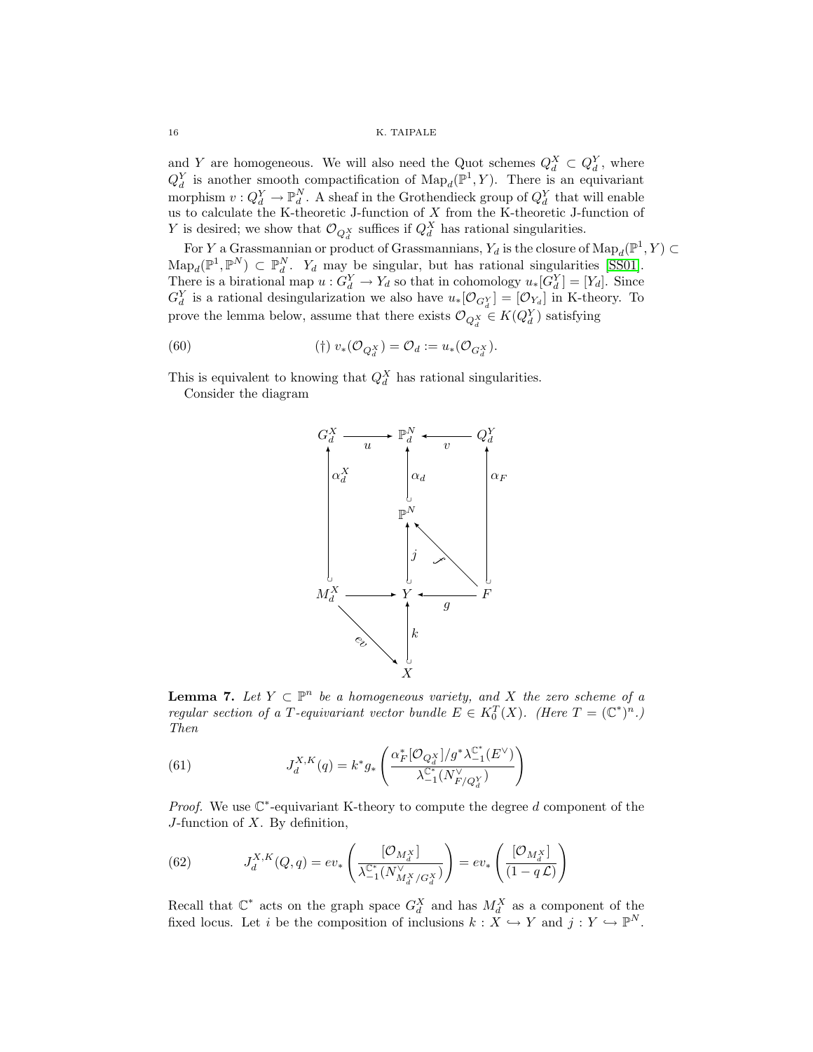and $Y$ are homogeneous. We will also need the Quot schemes $Q_d^X \subset Q_d^Y$, where $Q_d^Y$ is another smooth compactification of $\mathrm{Map}_d(\mathbb{P}^1, Y)$. There is an equivariant morphism $v : Q_d^Y \to \mathbb{P}_d^N$. A sheaf in the Grothendieck group of $Q_d^Y$ that will enable us to calculate the K-theoretic J-function of $X$ from the K-theoretic J-function of $Y$ is desired; we show that $\mathcal{O}_{Q_d^X}$ suffices if $Q_d^X$ has rational singularities.

For $Y$ a Grassmannian or product of Grassmannians, $Y_d$ is the closure of $\mathrm{Map}_d(\mathbb{P}^1, Y) \subset \mathrm{Map}_d(\mathbb{P}^1, \mathbb{P}^N) \subset \mathbb{P}_d^N$. $Y_d$ may be singular, but has rational singularities [SS01]. There is a birational map $u : G_d^Y \to Y_d$ so that in cohomology $u_*[G_d^Y] = [Y_d]$. Since $G_d^Y$ is a rational desingularization we also have $u_*[\mathcal{O}_{G_d^Y}] = [\mathcal{O}_{Y_d}]$ in K-theory. To prove the lemma below, assume that there exists $\mathcal{O}_{Q_d^X} \in K(Q_d^Y)$ satisfying

$$(\dagger)\ v_*(\mathcal{O}_{Q_d^X}) = \mathcal{O}_d := u_*(\mathcal{O}_{G_d^X}). \tag{60}$$

This is equivalent to knowing that $Q_d^X$ has rational singularities.

Consider the diagram

$$
\begin{array}{ccccc}
G_d^X & \xrightarrow{\ u\ } & \mathbb{P}_d^N & \xleftarrow{\ v\ } & Q_d^Y \\
\uparrow{\scriptstyle \alpha_d^X} & & \uparrow{\scriptstyle \alpha_d} & & \uparrow{\scriptstyle \alpha_F} \\
 & & \mathbb{P}^N & \overset{f}{\nwarrow} & \\
 & & \uparrow{\scriptstyle j} & & \\
M_d^X & \longrightarrow & Y & \xleftarrow{\ g\ } & F \\
 & \searrow{\scriptstyle ev} & \uparrow{\scriptstyle k} & & \\
 & & X & &
\end{array}
$$

**Lemma 7.** *Let $Y \subset \mathbb{P}^n$ be a homogeneous variety, and $X$ the zero scheme of a regular section of a $T$-equivariant vector bundle $E \in K_0^T(X)$. (Here $T = (\mathbb{C}^*)^n$.) Then*

$$J_d^{X,K}(q) = k^* g_* \left( \frac{\alpha_F^*[\mathcal{O}_{Q_d^X}]/g^*\lambda_{-1}^{\mathbb{C}^*}(E^\vee)}{\lambda_{-1}^{\mathbb{C}^*}(N_{F/Q_d^Y}^\vee)} \right) \tag{61}$$

*Proof.* We use $\mathbb{C}^*$-equivariant K-theory to compute the degree $d$ component of the $J$-function of $X$. By definition,

$$J_d^{X,K}(Q,q) = ev_* \left( \frac{[\mathcal{O}_{M_d^X}]}{\lambda_{-1}^{\mathbb{C}^*}(N_{M_d^X/G_d^X}^\vee)} \right) = ev_* \left( \frac{[\mathcal{O}_{M_d^X}]}{(1 - q\,\mathcal{L})} \right) \tag{62}$$

Recall that $\mathbb{C}^*$ acts on the graph space $G_d^X$ and has $M_d^X$ as a component of the fixed locus. Let $i$ be the composition of inclusions $k : X \hookrightarrow Y$ and $j : Y \hookrightarrow \mathbb{P}^N$.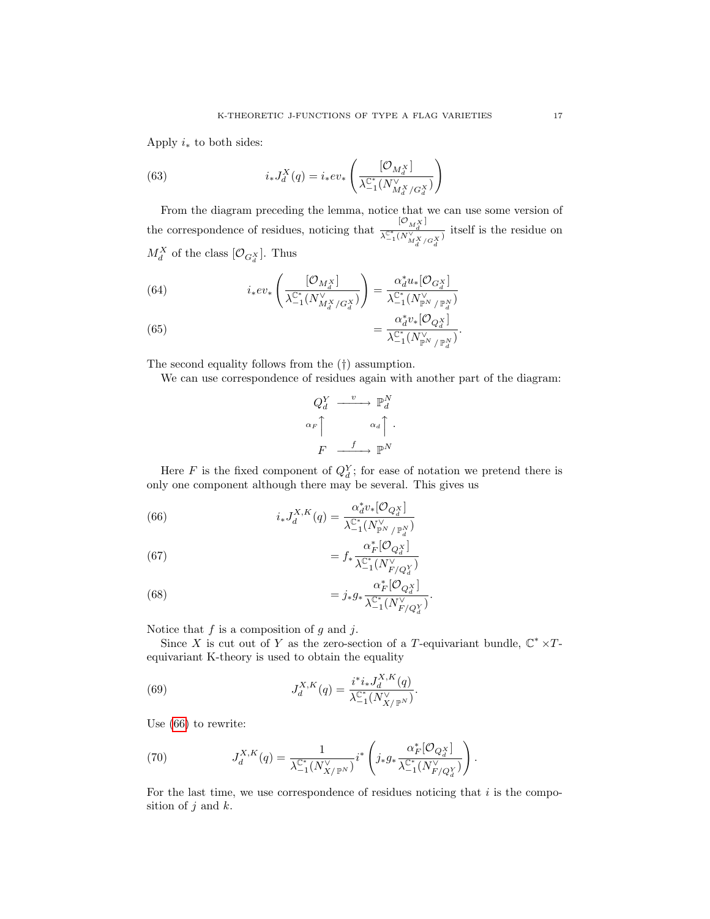Apply $i_*$ to both sides:

$$i_* J_d^X(q) = i_* ev_* \left( \frac{[\mathcal{O}_{M_d^X}]}{\lambda_{-1}^{\mathbb{C}^*}(N^\vee_{M_d^X/G_d^X})} \right) \tag{63}$$

From the diagram preceding the lemma, notice that we can use some version of the correspondence of residues, noticing that $\frac{[\mathcal{O}_{M_d^X}]}{\lambda_{-1}^{\mathbb{C}^*}(N^\vee_{M_d^X/G_d^X})}$ itself is the residue on $M_d^X$ of the class $[\mathcal{O}_{G_d^X}]$. Thus

$$i_* ev_* \left( \frac{[\mathcal{O}_{M_d^X}]}{\lambda_{-1}^{\mathbb{C}^*}(N^\vee_{M_d^X/G_d^X})} \right) = \frac{\alpha_d^* u_* [\mathcal{O}_{G_d^X}]}{\lambda_{-1}^{\mathbb{C}^*}(N^\vee_{\mathbb{P}^N/\mathbb{P}_d^N})} \tag{64}$$

$$= \frac{\alpha_d^* v_* [\mathcal{O}_{Q_d^X}]}{\lambda_{-1}^{\mathbb{C}^*}(N^\vee_{\mathbb{P}^N/\mathbb{P}_d^N})}. \tag{65}$$

The second equality follows from the (†) assumption.

We can use correspondence of residues again with another part of the diagram:

$$\begin{array}{ccc} Q_d^Y & \xrightarrow{v} & \mathbb{P}_d^N \\ {\scriptstyle \alpha_F}\uparrow & & {\scriptstyle \alpha_d}\uparrow \\ F & \xrightarrow{f} & \mathbb{P}^N \end{array}.$$

Here $F$ is the fixed component of $Q_d^Y$; for ease of notation we pretend there is only one component although there may be several. This gives us

$$i_* J_d^{X,K}(q) = \frac{\alpha_d^* v_* [\mathcal{O}_{Q_d^X}]}{\lambda_{-1}^{\mathbb{C}^*}(N^\vee_{\mathbb{P}^N/\mathbb{P}_d^N})} \tag{66}$$

$$= f_* \frac{\alpha_F^* [\mathcal{O}_{Q_d^X}]}{\lambda_{-1}^{\mathbb{C}^*}(N^\vee_{F/Q_d^Y})} \tag{67}$$

$$= j_* g_* \frac{\alpha_F^* [\mathcal{O}_{Q_d^X}]}{\lambda_{-1}^{\mathbb{C}^*}(N^\vee_{F/Q_d^Y})}. \tag{68}$$

Notice that $f$ is a composition of $g$ and $j$.

Since $X$ is cut out of $Y$ as the zero-section of a $T$-equivariant bundle, $\mathbb{C}^* \times T$-equivariant K-theory is used to obtain the equality

$$J_d^{X,K}(q) = \frac{i^* i_* J_d^{X,K}(q)}{\lambda_{-1}^{\mathbb{C}^*}(N^\vee_{X/\mathbb{P}^N})}. \tag{69}$$

Use (66) to rewrite:

$$J_d^{X,K}(q) = \frac{1}{\lambda_{-1}^{\mathbb{C}^*}(N^\vee_{X/\mathbb{P}^N})} i^* \left( j_* g_* \frac{\alpha_F^* [\mathcal{O}_{Q_d^X}]}{\lambda_{-1}^{\mathbb{C}^*}(N^\vee_{F/Q_d^Y})} \right). \tag{70}$$

For the last time, we use correspondence of residues noticing that $i$ is the composition of $j$ and $k$.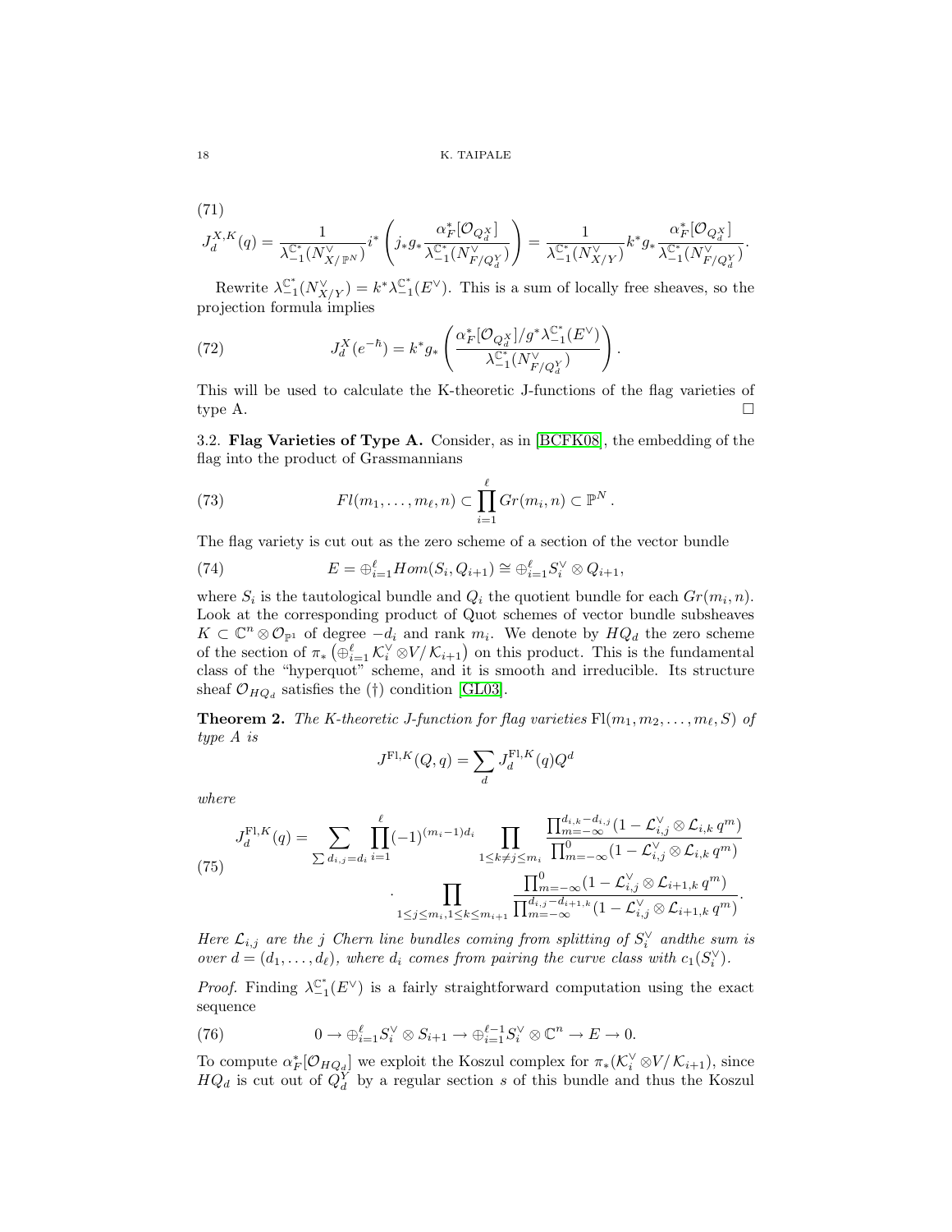$$
J_d^{X,K}(q) = \frac{1}{\lambda_{-1}^{\mathbb{C}^*}(N_{X/\mathbb{P}^N}^\vee)} i^* \left( j_* g_* \frac{\alpha_F^*[\mathcal{O}_{Q_d^X}]}{\lambda_{-1}^{\mathbb{C}^*}(N_{F/Q_d^Y}^\vee)} \right) = \frac{1}{\lambda_{-1}^{\mathbb{C}^*}(N_{X/Y}^\vee)} k^* g_* \frac{\alpha_F^*[\mathcal{O}_{Q_d^X}]}{\lambda_{-1}^{\mathbb{C}^*}(N_{F/Q_d^Y}^\vee)}. \tag{71}
$$

Rewrite $\lambda_{-1}^{\mathbb{C}^*}(N_{X/Y}^\vee) = k^* \lambda_{-1}^{\mathbb{C}^*}(E^\vee)$. This is a sum of locally free sheaves, so the projection formula implies

$$
J_d^X(e^{-\hbar}) = k^* g_* \left( \frac{\alpha_F^*[\mathcal{O}_{Q_d^X}]/g^* \lambda_{-1}^{\mathbb{C}^*}(E^\vee)}{\lambda_{-1}^{\mathbb{C}^*}(N_{F/Q_d^Y}^\vee)} \right). \tag{72}
$$

This will be used to calculate the K-theoretic J-functions of the flag varieties of type A. $\square$

## 3.2. Flag Varieties of Type A.

Consider, as in [BCFK08], the embedding of the flag into the product of Grassmannians

$$
Fl(m_1, \ldots, m_\ell, n) \subset \prod_{i=1}^{\ell} Gr(m_i, n) \subset \mathbb{P}^N. \tag{73}
$$

The flag variety is cut out as the zero scheme of a section of the vector bundle

$$
E = \oplus_{i=1}^{\ell} Hom(S_i, Q_{i+1}) \cong \oplus_{i=1}^{\ell} S_i^\vee \otimes Q_{i+1}, \tag{74}
$$

where $S_i$ is the tautological bundle and $Q_i$ the quotient bundle for each $Gr(m_i, n)$. Look at the corresponding product of Quot schemes of vector bundle subsheaves $K \subset \mathbb{C}^n \otimes \mathcal{O}_{\mathbb{P}^1}$ of degree $-d_i$ and rank $m_i$. We denote by $HQ_d$ the zero scheme of the section of $\pi_*\left(\oplus_{i=1}^{\ell} \mathcal{K}_i^\vee \otimes V/\mathcal{K}_{i+1}\right)$ on this product. This is the fundamental class of the "hyperquot" scheme, and it is smooth and irreducible. Its structure sheaf $\mathcal{O}_{HQ_d}$ satisfies the (†) condition [GL03].

**Theorem 2.** *The K-theoretic J-function for flag varieties* $\mathrm{Fl}(m_1, m_2, \ldots, m_\ell, S)$ *of type A is*

$$
J^{\mathrm{Fl},K}(Q, q) = \sum_d J_d^{\mathrm{Fl},K}(q) Q^d
$$

*where*

$$
\begin{aligned}
J_d^{\mathrm{Fl},K}(q) = \sum_{\sum d_{i,j} = d_i} \prod_{i=1}^{\ell} (-1)^{(m_i-1)d_i} \prod_{1 \le k \ne j \le m_i} \frac{\prod_{m=-\infty}^{d_{i,k}-d_{i,j}} (1 - \mathcal{L}_{i,j}^\vee \otimes \mathcal{L}_{i,k}\, q^m)}{\prod_{m=-\infty}^{0} (1 - \mathcal{L}_{i,j}^\vee \otimes \mathcal{L}_{i,k}\, q^m)} \\
\cdot \prod_{1 \le j \le m_i, 1 \le k \le m_{i+1}} \frac{\prod_{m=-\infty}^{0} (1 - \mathcal{L}_{i,j}^\vee \otimes \mathcal{L}_{i+1,k}\, q^m)}{\prod_{m=-\infty}^{d_{i,j}-d_{i+1,k}} (1 - \mathcal{L}_{i,j}^\vee \otimes \mathcal{L}_{i+1,k}\, q^m)}.
\end{aligned} \tag{75}
$$

*Here* $\mathcal{L}_{i,j}$ *are the* $j$ *Chern line bundles coming from splitting of* $S_i^\vee$ *andthe sum is over* $d = (d_1, \ldots, d_\ell)$*, where* $d_i$ *comes from pairing the curve class with* $c_1(S_i^\vee)$*.*

*Proof.* Finding $\lambda_{-1}^{\mathbb{C}^*}(E^\vee)$ is a fairly straightforward computation using the exact sequence

$$
0 \to \oplus_{i=1}^{\ell} S_i^\vee \otimes S_{i+1} \to \oplus_{i=1}^{\ell-1} S_i^\vee \otimes \mathbb{C}^n \to E \to 0. \tag{76}
$$

To compute $\alpha_F^*[\mathcal{O}_{HQ_d}]$ we exploit the Koszul complex for $\pi_*(\mathcal{K}_i^\vee \otimes V/\mathcal{K}_{i+1})$, since $HQ_d$ is cut out of $Q_d^Y$ by a regular section $s$ of this bundle and thus the Koszul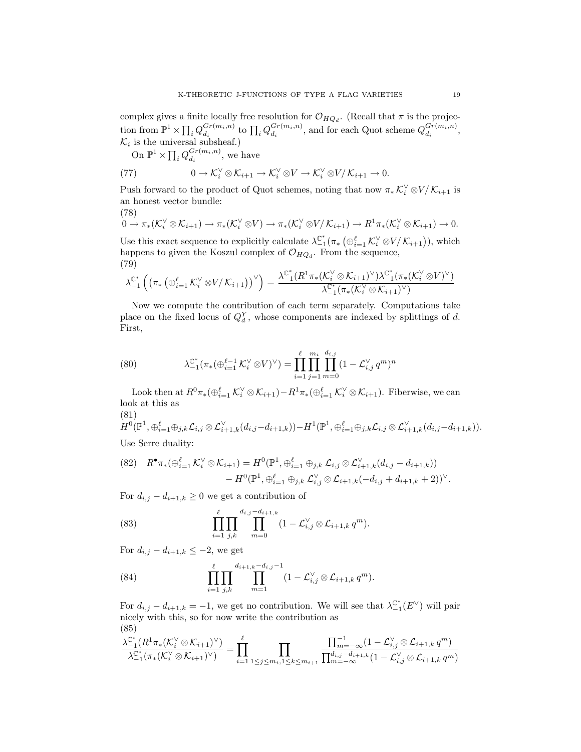complex gives a finite locally free resolution for $\mathcal{O}_{HQ_d}$. (Recall that $\pi$ is the projection from $\mathbb{P}^1 \times \prod_i Q_{d_i}^{Gr(m_i,n)}$ to $\prod_i Q_{d_i}^{Gr(m_i,n)}$, and for each Quot scheme $Q_{d_i}^{Gr(m_i,n)}$, $\mathcal{K}_i$ is the universal subsheaf.)

On $\mathbb{P}^1 \times \prod_i Q_{d_i}^{Gr(m_i,n)}$, we have

$$0 \to \mathcal{K}_i^\vee \otimes \mathcal{K}_{i+1} \to \mathcal{K}_i^\vee \otimes V \to \mathcal{K}_i^\vee \otimes V/\mathcal{K}_{i+1} \to 0. \tag{77}$$

Push forward to the product of Quot schemes, noting that now $\pi_* \mathcal{K}_i^\vee \otimes V/\mathcal{K}_{i+1}$ is an honest vector bundle:

$$0 \to \pi_*(\mathcal{K}_i^\vee \otimes \mathcal{K}_{i+1}) \to \pi_*(\mathcal{K}_i^\vee \otimes V) \to \pi_*(\mathcal{K}_i^\vee \otimes V/\mathcal{K}_{i+1}) \to R^1\pi_*(\mathcal{K}_i^\vee \otimes \mathcal{K}_{i+1}) \to 0. \tag{78}$$

Use this exact sequence to explicitly calculate $\lambda_{-1}^{\mathbb{C}^*}(\pi_*\left(\oplus_{i=1}^{\ell} \mathcal{K}_i^\vee \otimes V/\mathcal{K}_{i+1}\right))$, which happens to given the Koszul complex of $\mathcal{O}_{HQ_d}$. From the sequence,

$$\lambda_{-1}^{\mathbb{C}^*}\left(\left(\pi_*\left(\oplus_{i=1}^{\ell} \mathcal{K}_i^\vee \otimes V/\mathcal{K}_{i+1}\right)\right)^\vee\right) = \frac{\lambda_{-1}^{\mathbb{C}^*}(R^1\pi_*(\mathcal{K}_i^\vee \otimes \mathcal{K}_{i+1})^\vee)\lambda_{-1}^{\mathbb{C}^*}(\pi_*(\mathcal{K}_i^\vee \otimes V)^\vee)}{\lambda_{-1}^{\mathbb{C}^*}(\pi_*(\mathcal{K}_i^\vee \otimes \mathcal{K}_{i+1})^\vee)} \tag{79}$$

Now we compute the contribution of each term separately. Computations take place on the fixed locus of $Q_d^Y$, whose components are indexed by splittings of $d$. First,

$$\lambda_{-1}^{\mathbb{C}^*}(\pi_*(\oplus_{i=1}^{\ell-1} \mathcal{K}_i^\vee \otimes V)^\vee) = \prod_{i=1}^{\ell} \prod_{j=1}^{m_i} \prod_{m=0}^{d_{i,j}} (1 - \mathcal{L}_{i,j}^\vee\, q^m)^n \tag{80}$$

Look then at $R^0\pi_*(\oplus_{i=1}^{\ell} \mathcal{K}_i^\vee \otimes \mathcal{K}_{i+1}) - R^1\pi_*(\oplus_{i=1}^{\ell} \mathcal{K}_i^\vee \otimes \mathcal{K}_{i+1})$. Fiberwise, we can look at this as

$$H^0(\mathbb{P}^1, \oplus_{i=1}^{\ell} \oplus_{j,k} \mathcal{L}_{i,j} \otimes \mathcal{L}_{i+1,k}^\vee(d_{i,j} - d_{i+1,k})) - H^1(\mathbb{P}^1, \oplus_{i=1}^{\ell} \oplus_{j,k} \mathcal{L}_{i,j} \otimes \mathcal{L}_{i+1,k}^\vee(d_{i,j} - d_{i+1,k})). \tag{81}$$

Use Serre duality:

$$\begin{aligned} R^\bullet\pi_*(\oplus_{i=1}^{\ell} \mathcal{K}_i^\vee \otimes \mathcal{K}_{i+1}) &= H^0(\mathbb{P}^1, \oplus_{i=1}^{\ell} \oplus_{j,k} \mathcal{L}_{i,j} \otimes \mathcal{L}_{i+1,k}^\vee(d_{i,j} - d_{i+1,k})) \\ &\quad - H^0(\mathbb{P}^1, \oplus_{i=1}^{\ell} \oplus_{j,k} \mathcal{L}_{i,j}^\vee \otimes \mathcal{L}_{i+1,k}(-d_{i,j} + d_{i+1,k} + 2))^\vee. \end{aligned} \tag{82}$$

For $d_{i,j} - d_{i+1,k} \geq 0$ we get a contribution of

$$\prod_{i=1}^{\ell} \prod_{j,k} \prod_{m=0}^{d_{i,j} - d_{i+1,k}} (1 - \mathcal{L}_{i,j}^\vee \otimes \mathcal{L}_{i+1,k}\, q^m). \tag{83}$$

For $d_{i,j} - d_{i+1,k} \leq -2$, we get

$$\prod_{i=1}^{\ell} \prod_{j,k} \prod_{m=1}^{d_{i+1,k} - d_{i,j} - 1} (1 - \mathcal{L}_{i,j}^\vee \otimes \mathcal{L}_{i+1,k}\, q^m). \tag{84}$$

For $d_{i,j} - d_{i+1,k} = -1$, we get no contribution. We will see that $\lambda_{-1}^{\mathbb{C}^*}(E^\vee)$ will pair nicely with this, so for now write the contribution as

$$\frac{\lambda_{-1}^{\mathbb{C}^*}(R^1\pi_*(\mathcal{K}_i^\vee \otimes \mathcal{K}_{i+1})^\vee)}{\lambda_{-1}^{\mathbb{C}^*}(\pi_*(\mathcal{K}_i^\vee \otimes \mathcal{K}_{i+1})^\vee)} = \prod_{i=1}^{\ell} \prod_{1 \leq j \leq m_i, 1 \leq k \leq m_{i+1}} \frac{\prod_{m=-\infty}^{-1}(1 - \mathcal{L}_{i,j}^\vee \otimes \mathcal{L}_{i+1,k}\, q^m)}{\prod_{m=-\infty}^{d_{i,j} - d_{i+1,k}}(1 - \mathcal{L}_{i,j}^\vee \otimes \mathcal{L}_{i+1,k}\, q^m)} \tag{85}$$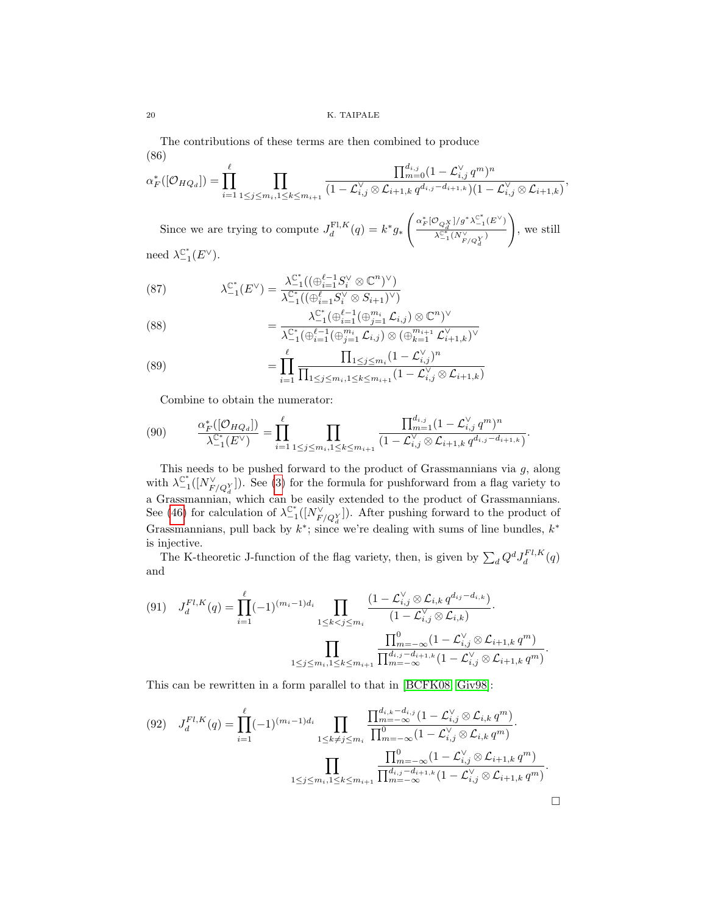The contributions of these terms are then combined to produce

$$
\alpha_F^*([\mathcal{O}_{HQ_d}]) = \prod_{i=1}^{\ell} \prod_{1\le j\le m_i, 1\le k\le m_{i+1}} \frac{\prod_{m=0}^{d_{i,j}} (1-\mathcal{L}_{i,j}^\vee\, q^m)^n}{(1-\mathcal{L}_{i,j}^\vee \otimes \mathcal{L}_{i+1,k}\, q^{d_{i,j}-d_{i+1,k}})(1-\mathcal{L}_{i,j}^\vee \otimes \mathcal{L}_{i+1,k})}, \tag{86}
$$

Since we are trying to compute $J_d^{\mathrm{Fl},K}(q) = k^* g_* \left( \frac{\alpha_F^*[\mathcal{O}_{Q_d^X}]/g^*\lambda_{-1}^{\mathbb{C}^*}(E^\vee)}{\lambda_{-1}^{\mathbb{C}^*}(N_{F/Q_d^Y}^\vee)} \right)$, we still need $\lambda_{-1}^{\mathbb{C}^*}(E^\vee)$.

$$
\lambda_{-1}^{\mathbb{C}^*}(E^\vee) = \frac{\lambda_{-1}^{\mathbb{C}^*}((\oplus_{i=1}^{\ell-1} S_i^\vee \otimes \mathbb{C}^n)^\vee)}{\lambda_{-1}^{\mathbb{C}^*}((\oplus_{i=1}^{\ell} S_i^\vee \otimes S_{i+1})^\vee)} \tag{87}
$$

$$
= \frac{\lambda_{-1}^{\mathbb{C}^*}(\oplus_{i=1}^{\ell-1}(\oplus_{j=1}^{m_i} \mathcal{L}_{i,j}) \otimes \mathbb{C}^n)^\vee}{\lambda_{-1}^{\mathbb{C}^*}(\oplus_{i=1}^{\ell-1}(\oplus_{j=1}^{m_i} \mathcal{L}_{i,j}) \otimes (\oplus_{k=1}^{m_{i+1}} \mathcal{L}_{i+1,k}^\vee)^\vee} \tag{88}
$$

$$
= \prod_{i=1}^{\ell} \frac{\prod_{1\le j\le m_i}(1-\mathcal{L}_{i,j}^\vee)^n}{\prod_{1\le j\le m_i, 1\le k\le m_{i+1}}(1-\mathcal{L}_{i,j}^\vee \otimes \mathcal{L}_{i+1,k})} \tag{89}
$$

Combine to obtain the numerator:

$$
\frac{\alpha_F^*([\mathcal{O}_{HQ_d}])}{\lambda_{-1}^{\mathbb{C}^*}(E^\vee)} = \prod_{i=1}^{\ell} \prod_{1\le j\le m_i, 1\le k\le m_{i+1}} \frac{\prod_{m=1}^{d_{i,j}}(1-\mathcal{L}_{i,j}^\vee\, q^m)^n}{(1-\mathcal{L}_{i,j}^\vee \otimes \mathcal{L}_{i+1,k}\, q^{d_{i,j}-d_{i+1,k}})}. \tag{90}
$$

This needs to be pushed forward to the product of Grassmannians via $g$, along with $\lambda_{-1}^{\mathbb{C}^*}([N_{F/Q_d^Y}^\vee])$. See (3) for the formula for pushforward from a flag variety to a Grassmannian, which can be easily extended to the product of Grassmannians. See (46) for calculation of $\lambda_{-1}^{\mathbb{C}^*}([N_{F/Q_d^Y}^\vee])$. After pushing forward to the product of Grassmannians, pull back by $k^*$; since we're dealing with sums of line bundles, $k^*$ is injective.

The K-theoretic J-function of the flag variety, then, is given by $\sum_d Q^d J_d^{Fl,K}(q)$ and

$$
J_d^{Fl,K}(q) = \prod_{i=1}^{\ell} (-1)^{(m_i-1)d_i} \prod_{1\le k<j\le m_i} \frac{(1-\mathcal{L}_{i,j}^\vee \otimes \mathcal{L}_{i,k}\, q^{d_{ij}-d_{i,k}})}{(1-\mathcal{L}_{i,j}^\vee \otimes \mathcal{L}_{i,k})} \cdot \prod_{1\le j\le m_i, 1\le k\le m_{i+1}} \frac{\prod_{m=-\infty}^{0}(1-\mathcal{L}_{i,j}^\vee \otimes \mathcal{L}_{i+1,k}\, q^m)}{\prod_{m=-\infty}^{d_{i,j}-d_{i+1,k}}(1-\mathcal{L}_{i,j}^\vee \otimes \mathcal{L}_{i+1,k}\, q^m)}. \tag{91}
$$

This can be rewritten in a form parallel to that in [BCFK08, Giv98]:

$$
J_d^{Fl,K}(q) = \prod_{i=1}^{\ell} (-1)^{(m_i-1)d_i} \prod_{1\le k\ne j\le m_i} \frac{\prod_{m=-\infty}^{d_{i,k}-d_{i,j}}(1-\mathcal{L}_{i,j}^\vee \otimes \mathcal{L}_{i,k}\, q^m)}{\prod_{m=-\infty}^{0}(1-\mathcal{L}_{i,j}^\vee \otimes \mathcal{L}_{i,k}\, q^m)} \cdot \prod_{1\le j\le m_i, 1\le k\le m_{i+1}} \frac{\prod_{m=-\infty}^{0}(1-\mathcal{L}_{i,j}^\vee \otimes \mathcal{L}_{i+1,k}\, q^m)}{\prod_{m=-\infty}^{d_{i,j}-d_{i+1,k}}(1-\mathcal{L}_{i,j}^\vee \otimes \mathcal{L}_{i+1,k}\, q^m)}. \tag{92}
$$

□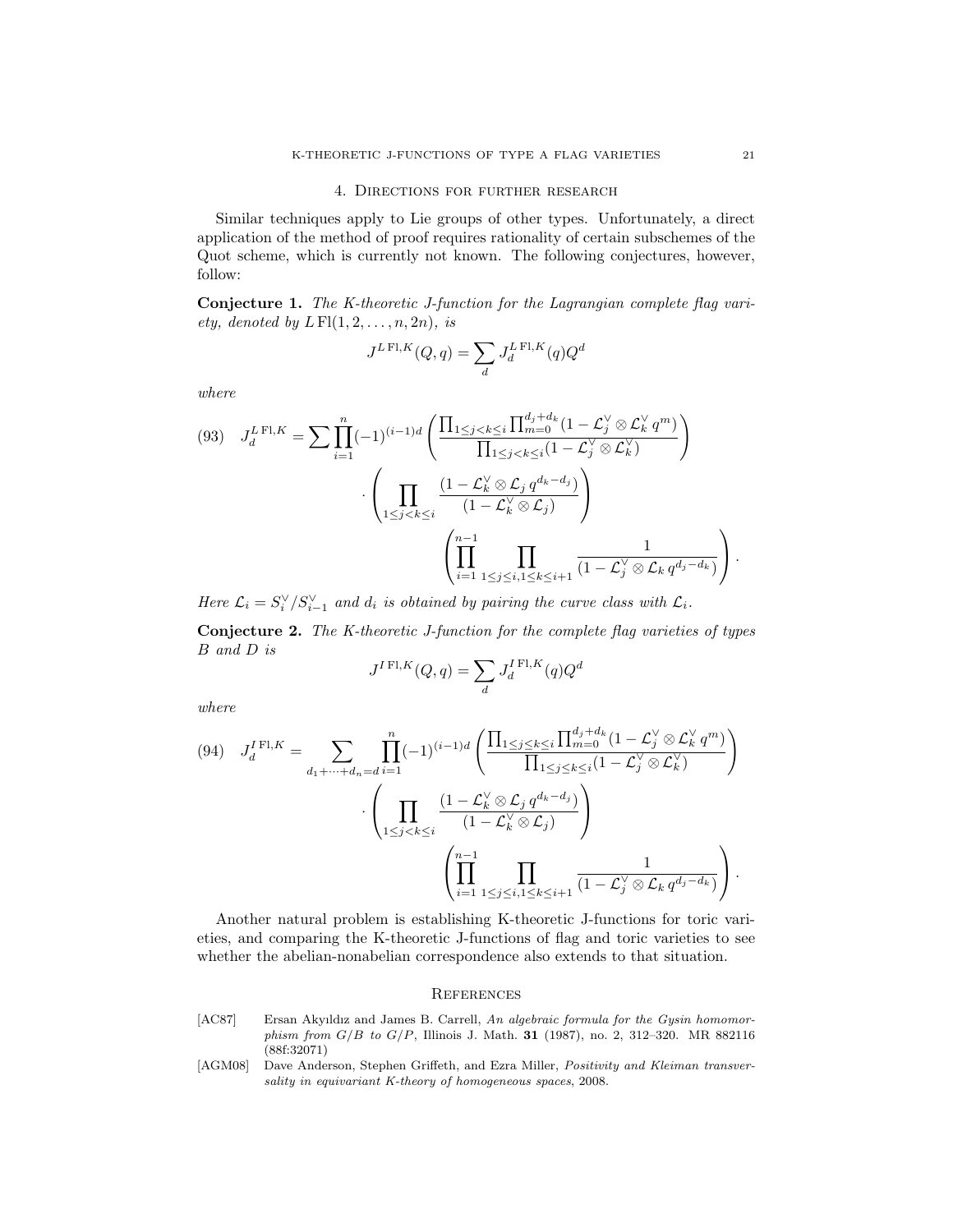## 4. Directions for further research

Similar techniques apply to Lie groups of other types. Unfortunately, a direct application of the method of proof requires rationality of certain subschemes of the Quot scheme, which is currently not known. The following conjectures, however, follow:

**Conjecture 1.** *The K-theoretic J-function for the Lagrangian complete flag variety, denoted by $L\,\mathrm{Fl}(1,2,\ldots,n,2n)$, is*

$$J^{L\,\mathrm{Fl},K}(Q,q) = \sum_d J_d^{L\,\mathrm{Fl},K}(q)Q^d$$

*where*

$$J_d^{L\,\mathrm{Fl},K} = \sum \prod_{i=1}^{n} (-1)^{(i-1)d} \left( \frac{\prod_{1\le j<k\le i} \prod_{m=0}^{d_j+d_k} (1-\mathcal{L}_j^\vee \otimes \mathcal{L}_k^\vee \, q^m)}{\prod_{1\le j<k\le i} (1-\mathcal{L}_j^\vee \otimes \mathcal{L}_k^\vee)} \right) \cdot \left( \prod_{1\le j<k\le i} \frac{(1-\mathcal{L}_k^\vee \otimes \mathcal{L}_j \, q^{d_k-d_j})}{(1-\mathcal{L}_k^\vee \otimes \mathcal{L}_j)} \right) \left( \prod_{i=1}^{n-1} \prod_{1\le j\le i, 1\le k\le i+1} \frac{1}{(1-\mathcal{L}_j^\vee \otimes \mathcal{L}_k \, q^{d_j-d_k})} \right). \tag{93}$$

*Here $\mathcal{L}_i = S_i^\vee / S_{i-1}^\vee$ and $d_i$ is obtained by pairing the curve class with $\mathcal{L}_i$.*

**Conjecture 2.** *The K-theoretic J-function for the complete flag varieties of types $B$ and $D$ is*

$$J^{I\,\mathrm{Fl},K}(Q,q) = \sum_d J_d^{I\,\mathrm{Fl},K}(q)Q^d$$

*where*

$$J_d^{I\,\mathrm{Fl},K} = \sum_{d_1+\cdots+d_n=d} \prod_{i=1}^{n} (-1)^{(i-1)d} \left( \frac{\prod_{1\le j\le k\le i} \prod_{m=0}^{d_j+d_k} (1-\mathcal{L}_j^\vee \otimes \mathcal{L}_k^\vee \, q^m)}{\prod_{1\le j\le k\le i} (1-\mathcal{L}_j^\vee \otimes \mathcal{L}_k^\vee)} \right) \cdot \left( \prod_{1\le j<k\le i} \frac{(1-\mathcal{L}_k^\vee \otimes \mathcal{L}_j \, q^{d_k-d_j})}{(1-\mathcal{L}_k^\vee \otimes \mathcal{L}_j)} \right) \left( \prod_{i=1}^{n-1} \prod_{1\le j\le i, 1\le k\le i+1} \frac{1}{(1-\mathcal{L}_j^\vee \otimes \mathcal{L}_k \, q^{d_j-d_k})} \right). \tag{94}$$

Another natural problem is establishing K-theoretic J-functions for toric varieties, and comparing the K-theoretic J-functions of flag and toric varieties to see whether the abelian-nonabelian correspondence also extends to that situation.

## References

[AC87] Ersan Akyıldız and James B. Carrell, *An algebraic formula for the Gysin homomorphism from $G/B$ to $G/P$*, Illinois J. Math. **31** (1987), no. 2, 312–320. MR 882116 (88f:32071)

[AGM08] Dave Anderson, Stephen Griffeth, and Ezra Miller, *Positivity and Kleiman transversality in equivariant K-theory of homogeneous spaces*, 2008.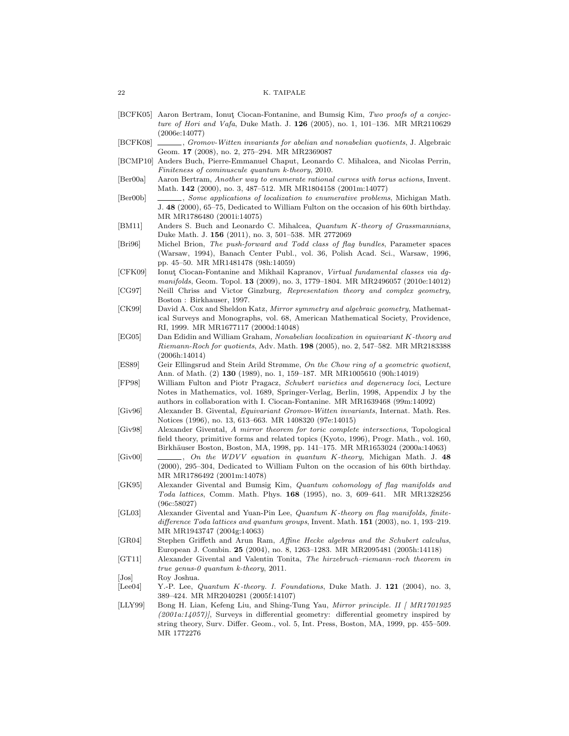[BCFK05] Aaron Bertram, Ionuţ Ciocan-Fontanine, and Bumsig Kim, *Two proofs of a conjecture of Hori and Vafa*, Duke Math. J. **126** (2005), no. 1, 101–136. MR MR2110629 (2006e:14077)

[BCFK08] ______, *Gromov-Witten invariants for abelian and nonabelian quotients*, J. Algebraic Geom. **17** (2008), no. 2, 275–294. MR MR2369087

[BCMP10] Anders Buch, Pierre-Emmanuel Chaput, Leonardo C. Mihalcea, and Nicolas Perrin, *Finiteness of cominuscule quantum k-theory*, 2010.

[Ber00a] Aaron Bertram, *Another way to enumerate rational curves with torus actions*, Invent. Math. **142** (2000), no. 3, 487–512. MR MR1804158 (2001m:14077)

[Ber00b] ______, *Some applications of localization to enumerative problems*, Michigan Math. J. **48** (2000), 65–75, Dedicated to William Fulton on the occasion of his 60th birthday. MR MR1786480 (2001i:14075)

[BM11] Anders S. Buch and Leonardo C. Mihalcea, *Quantum K-theory of Grassmannians*, Duke Math. J. **156** (2011), no. 3, 501–538. MR 2772069

[Bri96] Michel Brion, *The push-forward and Todd class of flag bundles*, Parameter spaces (Warsaw, 1994), Banach Center Publ., vol. 36, Polish Acad. Sci., Warsaw, 1996, pp. 45–50. MR MR1481478 (98h:14059)

[CFK09] Ionuţ Ciocan-Fontanine and Mikhail Kapranov, *Virtual fundamental classes via dg-manifolds*, Geom. Topol. **13** (2009), no. 3, 1779–1804. MR MR2496057 (2010e:14012)

[CG97] Neill Chriss and Victor Ginzburg, *Representation theory and complex geometry*, Boston : Birkhauser, 1997.

[CK99] David A. Cox and Sheldon Katz, *Mirror symmetry and algebraic geometry*, Mathematical Surveys and Monographs, vol. 68, American Mathematical Society, Providence, RI, 1999. MR MR1677117 (2000d:14048)

[EG05] Dan Edidin and William Graham, *Nonabelian localization in equivariant K-theory and Riemann-Roch for quotients*, Adv. Math. **198** (2005), no. 2, 547–582. MR MR2183388 (2006h:14014)

[ES89] Geir Ellingsrud and Stein Arild Strømme, *On the Chow ring of a geometric quotient*, Ann. of Math. (2) **130** (1989), no. 1, 159–187. MR MR1005610 (90h:14019)

[FP98] William Fulton and Piotr Pragacz, *Schubert varieties and degeneracy loci*, Lecture Notes in Mathematics, vol. 1689, Springer-Verlag, Berlin, 1998, Appendix J by the authors in collaboration with I. Ciocan-Fontanine. MR MR1639468 (99m:14092)

[Giv96] Alexander B. Givental, *Equivariant Gromov-Witten invariants*, Internat. Math. Res. Notices (1996), no. 13, 613–663. MR 1408320 (97e:14015)

[Giv98] Alexander Givental, *A mirror theorem for toric complete intersections*, Topological field theory, primitive forms and related topics (Kyoto, 1996), Progr. Math., vol. 160, Birkhäuser Boston, Boston, MA, 1998, pp. 141–175. MR MR1653024 (2000a:14063)

[Giv00] ______, *On the WDVV equation in quantum K-theory*, Michigan Math. J. **48** (2000), 295–304, Dedicated to William Fulton on the occasion of his 60th birthday. MR MR1786492 (2001m:14078)

[GK95] Alexander Givental and Bumsig Kim, *Quantum cohomology of flag manifolds and Toda lattices*, Comm. Math. Phys. **168** (1995), no. 3, 609–641. MR MR1328256 (96c:58027)

[GL03] Alexander Givental and Yuan-Pin Lee, *Quantum K-theory on flag manifolds, finite-difference Toda lattices and quantum groups*, Invent. Math. **151** (2003), no. 1, 193–219. MR MR1943747 (2004g:14063)

[GR04] Stephen Griffeth and Arun Ram, *Affine Hecke algebras and the Schubert calculus*, European J. Combin. **25** (2004), no. 8, 1263–1283. MR MR2095481 (2005h:14118)

[GT11] Alexander Givental and Valentin Tonita, *The hirzebruch–riemann–roch theorem in true genus-0 quantum k-theory*, 2011.

[Jos] Roy Joshua.

[Lee04] Y.-P. Lee, *Quantum K-theory. I. Foundations*, Duke Math. J. **121** (2004), no. 3, 389–424. MR MR2040281 (2005f:14107)

[LLY99] Bong H. Lian, Kefeng Liu, and Shing-Tung Yau, *Mirror principle. II [ MR1701925 (2001a:14057)]*, Surveys in differential geometry: differential geometry inspired by string theory, Surv. Differ. Geom., vol. 5, Int. Press, Boston, MA, 1999, pp. 455–509. MR 1772276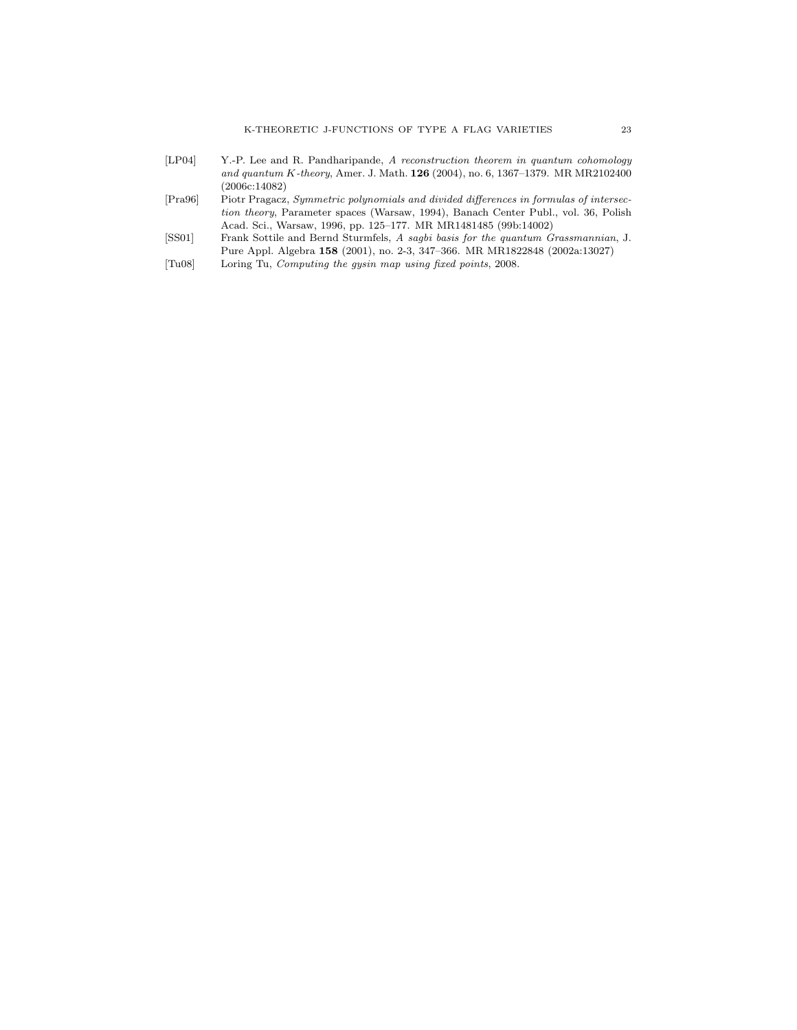[LP04] Y.-P. Lee and R. Pandharipande, *A reconstruction theorem in quantum cohomology and quantum $K$-theory*, Amer. J. Math. **126** (2004), no. 6, 1367–1379. MR MR2102400 (2006c:14082)

[Pra96] Piotr Pragacz, *Symmetric polynomials and divided differences in formulas of intersection theory*, Parameter spaces (Warsaw, 1994), Banach Center Publ., vol. 36, Polish Acad. Sci., Warsaw, 1996, pp. 125–177. MR MR1481485 (99b:14002)

[SS01] Frank Sottile and Bernd Sturmfels, *A sagbi basis for the quantum Grassmannian*, J. Pure Appl. Algebra **158** (2001), no. 2-3, 347–366. MR MR1822848 (2002a:13027)

[Tu08] Loring Tu, *Computing the gysin map using fixed points*, 2008.